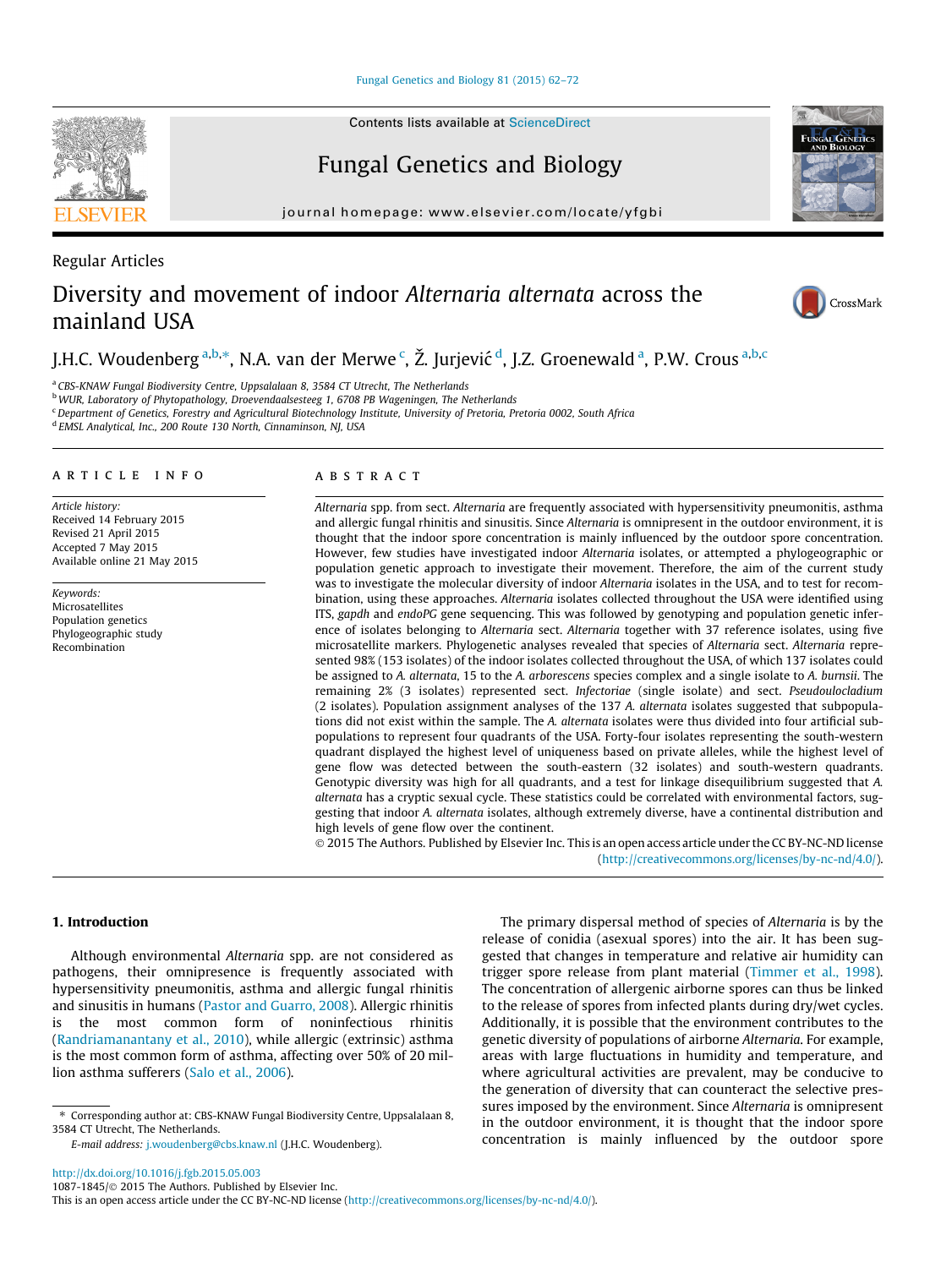Regular Articles

# Diversity and movement of indoor *Alternaria alternata* across the mainland USA

J.H.C. Woudenberg [a,b,*], N.A. van der Merwe [c], Ž. Jurjević [d], J.Z. Groenewald [a], P.W. Crous [a,b,c]

[a] CBS-KNAW Fungal Biodiversity Centre, Uppsalalaan 8, 3584 CT Utrecht, The Netherlands
[b] WUR, Laboratory of Phytopathology, Droevendaalsesteeg 1, 6708 PB Wageningen, The Netherlands
[c] Department of Genetics, Forestry and Agricultural Biotechnology Institute, University of Pretoria, Pretoria 0002, South Africa
[d] EMSL Analytical, Inc., 200 Route 130 North, Cinnaminson, NJ, USA

## ARTICLE INFO

*Article history:*
Received 14 February 2015
Revised 21 April 2015
Accepted 7 May 2015
Available online 21 May 2015

*Keywords:*
Microsatellites
Population genetics
Phylogeographic study
Recombination

## ABSTRACT

*Alternaria* spp. from sect. *Alternaria* are frequently associated with hypersensitivity pneumonitis, asthma and allergic fungal rhinitis and sinusitis. Since *Alternaria* is omnipresent in the outdoor environment, it is thought that the indoor spore concentration is mainly influenced by the outdoor spore concentration. However, few studies have investigated indoor *Alternaria* isolates, or attempted a phylogeographic or population genetic approach to investigate their movement. Therefore, the aim of the current study was to investigate the molecular diversity of indoor *Alternaria* isolates in the USA, and to test for recombination, using these approaches. *Alternaria* isolates collected throughout the USA were identified using ITS, *gapdh* and *endoPG* gene sequencing. This was followed by genotyping and population genetic inference of isolates belonging to *Alternaria* sect. *Alternaria* together with 37 reference isolates, using five microsatellite markers. Phylogenetic analyses revealed that species of *Alternaria* sect. *Alternaria* represented 98% (153 isolates) of the indoor isolates collected throughout the USA, of which 137 isolates could be assigned to *A. alternata*, 15 to the *A. arborescens* species complex and a single isolate to *A. burnsii*. The remaining 2% (3 isolates) represented sect. *Infectoriae* (single isolate) and sect. *Pseudoulocladium* (2 isolates). Population assignment analyses of the 137 *A. alternata* isolates suggested that subpopulations did not exist within the sample. The *A. alternata* isolates were thus divided into four artificial subpopulations to represent four quadrants of the USA. Forty-four isolates representing the south-western quadrant displayed the highest level of uniqueness based on private alleles, while the highest level of gene flow was detected between the south-eastern (32 isolates) and south-western quadrants. Genotypic diversity was high for all quadrants, and a test for linkage disequilibrium suggested that *A. alternata* has a cryptic sexual cycle. These statistics could be correlated with environmental factors, suggesting that indoor *A. alternata* isolates, although extremely diverse, have a continental distribution and high levels of gene flow over the continent.

© 2015 The Authors. Published by Elsevier Inc. This is an open access article under the CC BY-NC-ND license (http://creativecommons.org/licenses/by-nc-nd/4.0/).

## 1. Introduction

Although environmental *Alternaria* spp. are not considered as pathogens, their omnipresence is frequently associated with hypersensitivity pneumonitis, asthma and allergic fungal rhinitis and sinusitis in humans (Pastor and Guarro, 2008). Allergic rhinitis is the most common form of noninfectious rhinitis (Randriamanantany et al., 2010), while allergic (extrinsic) asthma is the most common form of asthma, affecting over 50% of 20 million asthma sufferers (Salo et al., 2006).

The primary dispersal method of species of *Alternaria* is by the release of conidia (asexual spores) into the air. It has been suggested that changes in temperature and relative air humidity can trigger spore release from plant material (Timmer et al., 1998). The concentration of allergenic airborne spores can thus be linked to the release of spores from infected plants during dry/wet cycles. Additionally, it is possible that the environment contributes to the genetic diversity of populations of airborne *Alternaria*. For example, areas with large fluctuations in humidity and temperature, and where agricultural activities are prevalent, may be conducive to the generation of diversity that can counteract the selective pressures imposed by the environment. Since *Alternaria* is omnipresent in the outdoor environment, it is thought that the indoor spore concentration is mainly influenced by the outdoor spore

* Corresponding author at: CBS-KNAW Fungal Biodiversity Centre, Uppsalalaan 8, 3584 CT Utrecht, The Netherlands.
E-mail address: j.woudenberg@cbs.knaw.nl (J.H.C. Woudenberg).

http://dx.doi.org/10.1016/j.fgb.2015.05.003
1087-1845/© 2015 The Authors. Published by Elsevier Inc.
This is an open access article under the CC BY-NC-ND license (http://creativecommons.org/licenses/by-nc-nd/4.0/).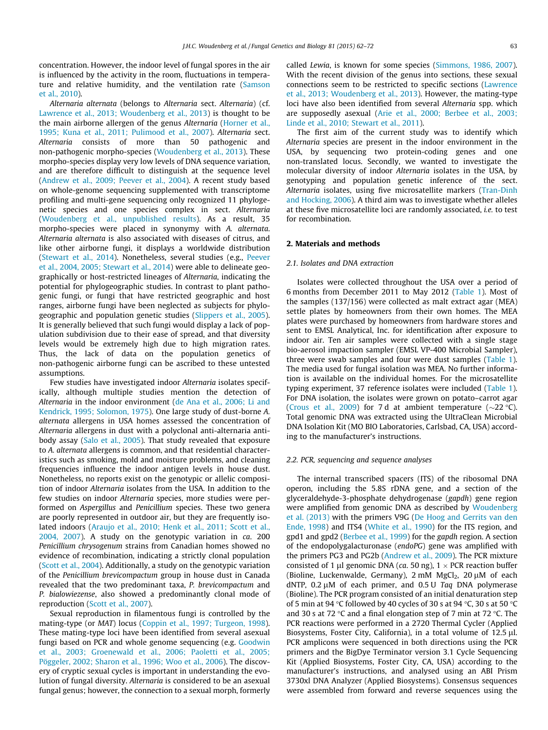concentration. However, the indoor level of fungal spores in the air is influenced by the activity in the room, fluctuations in temperature and relative humidity, and the ventilation rate (Samson et al., 2010).

*Alternaria alternata* (belongs to *Alternaria* sect. *Alternaria*) (cf. Lawrence et al., 2013; Woudenberg et al., 2013) is thought to be the main airborne allergen of the genus *Alternaria* (Horner et al., 1995; Kuna et al., 2011; Pulimood et al., 2007). *Alternaria* sect. *Alternaria* consists of more than 50 pathogenic and non-pathogenic morpho-species (Woudenberg et al., 2013). These morpho-species display very low levels of DNA sequence variation, and are therefore difficult to distinguish at the sequence level (Andrew et al., 2009; Peever et al., 2004). A recent study based on whole-genome sequencing supplemented with transcriptome profiling and multi-gene sequencing only recognized 11 phylogenetic species and one species complex in sect. *Alternaria* (Woudenberg et al., unpublished results). As a result, 35 morpho-species were placed in synonymy with *A. alternata*. *Alternaria alternata* is also associated with diseases of citrus, and like other airborne fungi, it displays a worldwide distribution (Stewart et al., 2014). Nonetheless, several studies (e.g., Peever et al., 2004, 2005; Stewart et al., 2014) were able to delineate geographically or host-restricted lineages of *Alternaria*, indicating the potential for phylogeographic studies. In contrast to plant pathogenic fungi, or fungi that have restricted geographic and host ranges, airborne fungi have been neglected as subjects for phylogeographic and population genetic studies (Slippers et al., 2005). It is generally believed that such fungi would display a lack of population subdivision due to their ease of spread, and that diversity levels would be extremely high due to high migration rates. Thus, the lack of data on the population genetics of non-pathogenic airborne fungi can be ascribed to these untested assumptions.

Few studies have investigated indoor *Alternaria* isolates specifically, although multiple studies mention the detection of *Alternaria* in the indoor environment (de Ana et al., 2006; Li and Kendrick, 1995; Solomon, 1975). One large study of dust-borne *A. alternata* allergens in USA homes assessed the concentration of *Alternaria* allergens in dust with a polyclonal anti-alternaria antibody assay (Salo et al., 2005). That study revealed that exposure to *A. alternata* allergens is common, and that residential characteristics such as smoking, mold and moisture problems, and cleaning frequencies influence the indoor antigen levels in house dust. Nonetheless, no reports exist on the genotypic or allelic composition of indoor *Alternaria* isolates from the USA. In addition to the few studies on indoor *Alternaria* species, more studies were performed on *Aspergillus* and *Penicillium* species. These two genera are poorly represented in outdoor air, but they are frequently isolated indoors (Araujo et al., 2010; Henk et al., 2011; Scott et al., 2004, 2007). A study on the genotypic variation in *ca.* 200 *Penicillium chrysogenum* strains from Canadian homes showed no evidence of recombination, indicating a strictly clonal population (Scott et al., 2004). Additionally, a study on the genotypic variation of the *Penicillium brevicompactum* group in house dust in Canada revealed that the two predominant taxa, *P. brevicompactum* and *P. bialowiezense*, also showed a predominantly clonal mode of reproduction (Scott et al., 2007).

Sexual reproduction in filamentous fungi is controlled by the mating-type (or *MAT*) locus (Coppin et al., 1997; Turgeon, 1998). These mating-type loci have been identified from several asexual fungi based on PCR and whole genome sequencing (e.g. Goodwin et al., 2003; Groenewald et al., 2006; Paoletti et al., 2005; Pöggeler, 2002; Sharon et al., 1996; Woo et al., 2006). The discovery of cryptic sexual cycles is important in understanding the evolution of fungal diversity. *Alternaria* is considered to be an asexual fungal genus; however, the connection to a sexual morph, formerly called *Lewia*, is known for some species (Simmons, 1986, 2007). With the recent division of the genus into sections, these sexual connections seem to be restricted to specific sections (Lawrence et al., 2013; Woudenberg et al., 2013). However, the mating-type loci have also been identified from several *Alternaria* spp. which are supposedly asexual (Arie et al., 2000; Berbee et al., 2003; Linde et al., 2010; Stewart et al., 2011).

The first aim of the current study was to identify which *Alternaria* species are present in the indoor environment in the USA, by sequencing two protein-coding genes and one non-translated locus. Secondly, we wanted to investigate the molecular diversity of indoor *Alternaria* isolates in the USA, by genotyping and population genetic inference of the sect. *Alternaria* isolates, using five microsatellite markers (Tran-Dinh and Hocking, 2006). A third aim was to investigate whether alleles at these five microsatellite loci are randomly associated, *i.e.* to test for recombination.

## 2. Materials and methods

### 2.1. Isolates and DNA extraction

Isolates were collected throughout the USA over a period of 6 months from December 2011 to May 2012 (Table 1). Most of the samples (137/156) were collected as malt extract agar (MEA) settle plates by homeowners from their own homes. The MEA plates were purchased by homeowners from hardware stores and sent to EMSL Analytical, Inc. for identification after exposure to indoor air. Ten air samples were collected with a single stage bio-aerosol impaction sampler (EMSL VP-400 Microbial Sampler), three were swab samples and four were dust samples (Table 1). The media used for fungal isolation was MEA. No further information is available on the individual homes. For the microsatellite typing experiment, 37 reference isolates were included (Table 1). For DNA isolation, the isolates were grown on potato–carrot agar (Crous et al., 2009) for 7 d at ambient temperature (~22 °C). Total genomic DNA was extracted using the UltraClean Microbial DNA Isolation Kit (MO BIO Laboratories, Carlsbad, CA, USA) according to the manufacturer's instructions.

### 2.2. PCR, sequencing and sequence analyses

The internal transcribed spacers (ITS) of the ribosomal DNA operon, including the 5.8S rDNA gene, and a section of the glyceraldehyde-3-phosphate dehydrogenase (*gapdh*) gene region were amplified from genomic DNA as described by Woudenberg et al. (2013) with the primers V9G (De Hoog and Gerrits van den Ende, 1998) and ITS4 (White et al., 1990) for the ITS region, and gpd1 and gpd2 (Berbee et al., 1999) for the *gapdh* region. A section of the endopolygalacturonase (*endoPG*) gene was amplified with the primers PG3 and PG2b (Andrew et al., 2009). The PCR mixture consisted of 1 μl genomic DNA (*ca.* 50 ng), 1 × PCR reaction buffer (Bioline, Luckenwalde, Germany), 2 mM $MgCl_2$, 20 μM of each dNTP, 0.2 μM of each primer, and 0.5 U *Taq* DNA polymerase (Bioline). The PCR program consisted of an initial denaturation step of 5 min at 94 °C followed by 40 cycles of 30 s at 94 °C, 30 s at 50 °C and 30 s at 72 °C and a final elongation step of 7 min at 72 °C. The PCR reactions were performed in a 2720 Thermal Cycler (Applied Biosystems, Foster City, California), in a total volume of 12.5 μl. PCR amplicons were sequenced in both directions using the PCR primers and the BigDye Terminator version 3.1 Cycle Sequencing Kit (Applied Biosystems, Foster City, CA, USA) according to the manufacturer's instructions, and analysed using an ABI Prism 3730xl DNA Analyzer (Applied Biosystems). Consensus sequences were assembled from forward and reverse sequences using the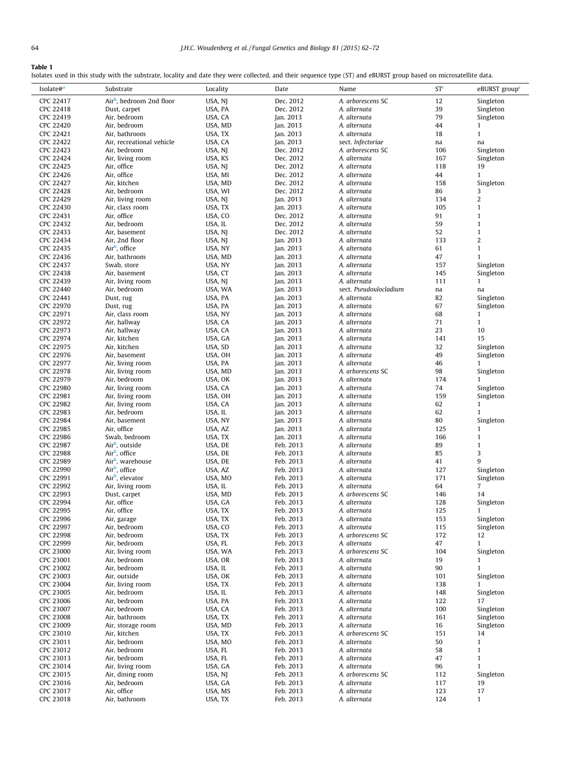**Table 1**
Isolates used in this study with the substrate, locality and date they were collected, and their sequence type (ST) and eBURST group based on microsatellite data.

| Isolate#[a] | Substrate | Locality | Date | Name | ST[c] | eBURST group[c] |
|---|---|---|---|---|---|---|
| CPC 22417 | Air[b], bedroom 2nd floor | USA, NJ | Dec. 2012 | *A. arborescens* SC | 12 | Singleton |
| CPC 22418 | Dust, carpet | USA, PA | Dec. 2012 | *A. alternata* | 39 | Singleton |
| CPC 22419 | Air, bedroom | USA, CA | Jan. 2013 | *A. alternata* | 79 | Singleton |
| CPC 22420 | Air, bedroom | USA, MD | Jan. 2013 | *A. alternata* | 44 | 1 |
| CPC 22421 | Air, bathroom | USA, TX | Jan. 2013 | *A. alternata* | 18 | 1 |
| CPC 22422 | Air, recreational vehicle | USA, CA | Jan. 2013 | sect. *Infectoriae* | na | na |
| CPC 22423 | Air, bedroom | USA, NJ | Dec. 2012 | *A. arborescens* SC | 106 | Singleton |
| CPC 22424 | Air, living room | USA, KS | Dec. 2012 | *A. alternata* | 167 | Singleton |
| CPC 22425 | Air, office | USA, NJ | Dec. 2012 | *A. alternata* | 118 | 19 |
| CPC 22426 | Air, office | USA, MI | Dec. 2012 | *A. alternata* | 44 | 1 |
| CPC 22427 | Air, kitchen | USA, MD | Dec. 2012 | *A. alternata* | 158 | Singleton |
| CPC 22428 | Air, bedroom | USA, WI | Dec. 2012 | *A. alternata* | 86 | 3 |
| CPC 22429 | Air, living room | USA, NJ | Jan. 2013 | *A. alternata* | 134 | 2 |
| CPC 22430 | Air, class room | USA, TX | Jan. 2013 | *A. alternata* | 105 | 1 |
| CPC 22431 | Air, office | USA, CO | Dec. 2012 | *A. alternata* | 91 | 1 |
| CPC 22432 | Air, bedroom | USA, IL | Dec. 2012 | *A. alternata* | 59 | 1 |
| CPC 22433 | Air, basement | USA, NJ | Dec. 2012 | *A. alternata* | 52 | 1 |
| CPC 22434 | Air, 2nd floor | USA, NJ | Jan. 2013 | *A. alternata* | 133 | 2 |
| CPC 22435 | Air[b], office | USA, NY | Jan. 2013 | *A. alternata* | 61 | 1 |
| CPC 22436 | Air, bathroom | USA, MD | Jan. 2013 | *A. alternata* | 47 | 1 |
| CPC 22437 | Swab, store | USA, NY | Jan. 2013 | *A. alternata* | 157 | Singleton |
| CPC 22438 | Air, basement | USA, CT | Jan. 2013 | *A. alternata* | 145 | Singleton |
| CPC 22439 | Air, living room | USA, NJ | Jan. 2013 | *A. alternata* | 111 | 1 |
| CPC 22440 | Air, bedroom | USA, WA | Jan. 2013 | sect. *Pseudoulocladium* | na | na |
| CPC 22441 | Dust, rug | USA, PA | Jan. 2013 | *A. alternata* | 82 | Singleton |
| CPC 22970 | Dust, rug | USA, PA | Jan. 2013 | *A. alternata* | 67 | Singleton |
| CPC 22971 | Air, class room | USA, NY | Jan. 2013 | *A. alternata* | 68 | 1 |
| CPC 22972 | Air, hallway | USA, CA | Jan. 2013 | *A. alternata* | 71 | 1 |
| CPC 22973 | Air, hallway | USA, CA | Jan. 2013 | *A. alternata* | 23 | 10 |
| CPC 22974 | Air, kitchen | USA, GA | Jan. 2013 | *A. alternata* | 141 | 15 |
| CPC 22975 | Air, kitchen | USA, SD | Jan. 2013 | *A. alternata* | 32 | Singleton |
| CPC 22976 | Air, basement | USA, OH | Jan. 2013 | *A. alternata* | 49 | Singleton |
| CPC 22977 | Air, living room | USA, PA | Jan. 2013 | *A. alternata* | 46 | 1 |
| CPC 22978 | Air, living room | USA, MD | Jan. 2013 | *A. arborescens* SC | 98 | Singleton |
| CPC 22979 | Air, bedroom | USA, OK | Jan. 2013 | *A. alternata* | 174 | 1 |
| CPC 22980 | Air, living room | USA, CA | Jan. 2013 | *A. alternata* | 74 | Singleton |
| CPC 22981 | Air, living room | USA, OH | Jan. 2013 | *A. alternata* | 159 | Singleton |
| CPC 22982 | Air, living room | USA, CA | Jan. 2013 | *A. alternata* | 62 | 1 |
| CPC 22983 | Air, bedroom | USA, IL | Jan. 2013 | *A. alternata* | 62 | 1 |
| CPC 22984 | Air, basement | USA, NY | Jan. 2013 | *A. alternata* | 80 | Singleton |
| CPC 22985 | Air, office | USA, AZ | Jan. 2013 | *A. alternata* | 125 | 1 |
| CPC 22986 | Swab, bedroom | USA, TX | Jan. 2013 | *A. alternata* | 166 | 1 |
| CPC 22987 | Air[b], outside | USA, DE | Feb. 2013 | *A. alternata* | 89 | 1 |
| CPC 22988 | Air[b], office | USA, DE | Feb. 2013 | *A. alternata* | 85 | 3 |
| CPC 22989 | Air[b], warehouse | USA, DE | Feb. 2013 | *A. alternata* | 41 | 9 |
| CPC 22990 | Air[b], office | USA, AZ | Feb. 2013 | *A. alternata* | 127 | Singleton |
| CPC 22991 | Air[b], elevator | USA, MO | Feb. 2013 | *A. alternata* | 171 | Singleton |
| CPC 22992 | Air, living room | USA, IL | Feb. 2013 | *A. alternata* | 64 | 7 |
| CPC 22993 | Dust, carpet | USA, MD | Feb. 2013 | *A. arborescens* SC | 146 | 14 |
| CPC 22994 | Air, office | USA, GA | Feb. 2013 | *A. alternata* | 128 | Singleton |
| CPC 22995 | Air, office | USA, TX | Feb. 2013 | *A. alternata* | 125 | 1 |
| CPC 22996 | Air, garage | USA, TX | Feb. 2013 | *A. alternata* | 153 | Singleton |
| CPC 22997 | Air, bedroom | USA, CO | Feb. 2013 | *A. alternata* | 115 | Singleton |
| CPC 22998 | Air, bedroom | USA, TX | Feb. 2013 | *A. arborescens* SC | 172 | 12 |
| CPC 22999 | Air, bedroom | USA, FL | Feb. 2013 | *A. alternata* | 47 | 1 |
| CPC 23000 | Air, living room | USA, WA | Feb. 2013 | *A. arborescens* SC | 104 | Singleton |
| CPC 23001 | Air, bedroom | USA, OR | Feb. 2013 | *A. alternata* | 19 | 1 |
| CPC 23002 | Air, bedroom | USA, IL | Feb. 2013 | *A. alternata* | 90 | 1 |
| CPC 23003 | Air, outside | USA, OK | Feb. 2013 | *A. alternata* | 101 | Singleton |
| CPC 23004 | Air, living room | USA, TX | Feb. 2013 | *A. alternata* | 138 | 1 |
| CPC 23005 | Air, bedroom | USA, IL | Feb. 2013 | *A. alternata* | 148 | Singleton |
| CPC 23006 | Air, bedroom | USA, PA | Feb. 2013 | *A. alternata* | 122 | 17 |
| CPC 23007 | Air, bedroom | USA, CA | Feb. 2013 | *A. alternata* | 100 | Singleton |
| CPC 23008 | Air, bathroom | USA, TX | Feb. 2013 | *A. alternata* | 161 | Singleton |
| CPC 23009 | Air, storage room | USA, MD | Feb. 2013 | *A. alternata* | 16 | Singleton |
| CPC 23010 | Air, kitchen | USA, TX | Feb. 2013 | *A. arborescens* SC | 151 | 14 |
| CPC 23011 | Air, bedroom | USA, MO | Feb. 2013 | *A. alternata* | 50 | 1 |
| CPC 23012 | Air, bedroom | USA, FL | Feb. 2013 | *A. alternata* | 58 | 1 |
| CPC 23013 | Air, bedroom | USA, FL | Feb. 2013 | *A. alternata* | 47 | 1 |
| CPC 23014 | Air, living room | USA, GA | Feb. 2013 | *A. alternata* | 96 | 1 |
| CPC 23015 | Air, dining room | USA, NJ | Feb. 2013 | *A. arborescens* SC | 112 | Singleton |
| CPC 23016 | Air, bedroom | USA, GA | Feb. 2013 | *A. alternata* | 117 | 19 |
| CPC 23017 | Air, office | USA, MS | Feb. 2013 | *A. alternata* | 123 | 17 |
| CPC 23018 | Air, bathroom | USA, TX | Feb. 2013 | *A. alternata* | 124 | 1 |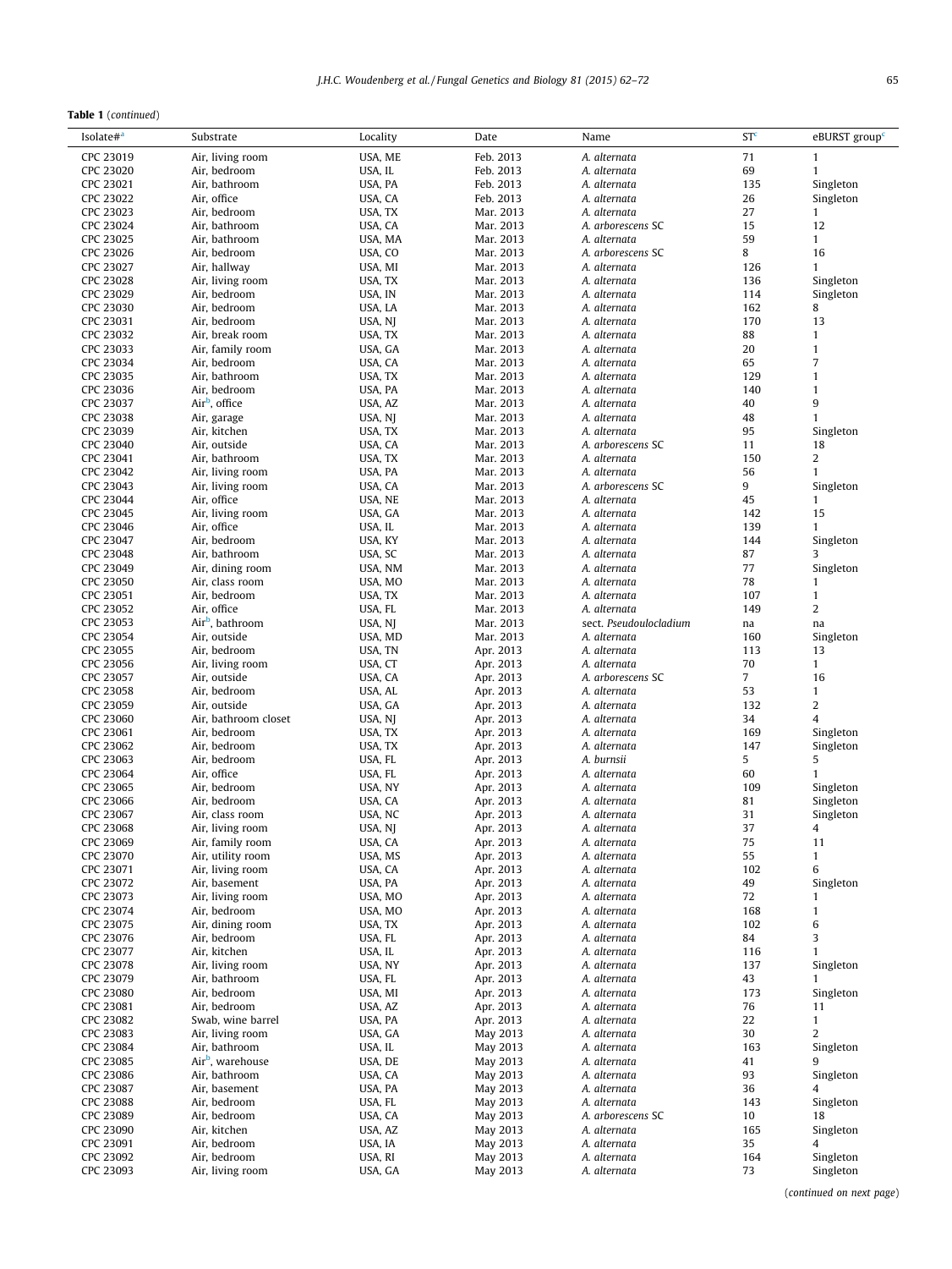**Table 1** (*continued*)

| Isolate#[a] | Substrate | Locality | Date | Name | ST[c] | eBURST group[c] |
|---|---|---|---|---|---|---|
| CPC 23019 | Air, living room | USA, ME | Feb. 2013 | *A. alternata* | 71 | 1 |
| CPC 23020 | Air, bedroom | USA, IL | Feb. 2013 | *A. alternata* | 69 | 1 |
| CPC 23021 | Air, bathroom | USA, PA | Feb. 2013 | *A. alternata* | 135 | Singleton |
| CPC 23022 | Air, office | USA, CA | Feb. 2013 | *A. alternata* | 26 | Singleton |
| CPC 23023 | Air, bedroom | USA, TX | Mar. 2013 | *A. alternata* | 27 | 1 |
| CPC 23024 | Air, bathroom | USA, CA | Mar. 2013 | *A. arborescens* SC | 15 | 12 |
| CPC 23025 | Air, bathroom | USA, MA | Mar. 2013 | *A. alternata* | 59 | 1 |
| CPC 23026 | Air, bedroom | USA, CO | Mar. 2013 | *A. arborescens* SC | 8 | 16 |
| CPC 23027 | Air, hallway | USA, MI | Mar. 2013 | *A. alternata* | 126 | 1 |
| CPC 23028 | Air, living room | USA, TX | Mar. 2013 | *A. alternata* | 136 | Singleton |
| CPC 23029 | Air, bedroom | USA, IN | Mar. 2013 | *A. alternata* | 114 | Singleton |
| CPC 23030 | Air, bedroom | USA, LA | Mar. 2013 | *A. alternata* | 162 | 8 |
| CPC 23031 | Air, bedroom | USA, NJ | Mar. 2013 | *A. alternata* | 170 | 13 |
| CPC 23032 | Air, break room | USA, TX | Mar. 2013 | *A. alternata* | 88 | 1 |
| CPC 23033 | Air, family room | USA, GA | Mar. 2013 | *A. alternata* | 20 | 1 |
| CPC 23034 | Air, bedroom | USA, CA | Mar. 2013 | *A. alternata* | 65 | 7 |
| CPC 23035 | Air, bathroom | USA, TX | Mar. 2013 | *A. alternata* | 129 | 1 |
| CPC 23036 | Air, bedroom | USA, PA | Mar. 2013 | *A. alternata* | 140 | 1 |
| CPC 23037 | Air[b], office | USA, AZ | Mar. 2013 | *A. alternata* | 40 | 9 |
| CPC 23038 | Air, garage | USA, NJ | Mar. 2013 | *A. alternata* | 48 | 1 |
| CPC 23039 | Air, kitchen | USA, TX | Mar. 2013 | *A. alternata* | 95 | Singleton |
| CPC 23040 | Air, outside | USA, CA | Mar. 2013 | *A. arborescens* SC | 11 | 18 |
| CPC 23041 | Air, bathroom | USA, TX | Mar. 2013 | *A. alternata* | 150 | 2 |
| CPC 23042 | Air, living room | USA, PA | Mar. 2013 | *A. alternata* | 56 | 1 |
| CPC 23043 | Air, living room | USA, CA | Mar. 2013 | *A. arborescens* SC | 9 | Singleton |
| CPC 23044 | Air, office | USA, NE | Mar. 2013 | *A. alternata* | 45 | 1 |
| CPC 23045 | Air, living room | USA, GA | Mar. 2013 | *A. alternata* | 142 | 15 |
| CPC 23046 | Air, office | USA, IL | Mar. 2013 | *A. alternata* | 139 | 1 |
| CPC 23047 | Air, bedroom | USA, KY | Mar. 2013 | *A. alternata* | 144 | Singleton |
| CPC 23048 | Air, bathroom | USA, SC | Mar. 2013 | *A. alternata* | 87 | 3 |
| CPC 23049 | Air, dining room | USA, NM | Mar. 2013 | *A. alternata* | 77 | Singleton |
| CPC 23050 | Air, class room | USA, MO | Mar. 2013 | *A. alternata* | 78 | 1 |
| CPC 23051 | Air, bedroom | USA, TX | Mar. 2013 | *A. alternata* | 107 | 1 |
| CPC 23052 | Air, office | USA, FL | Mar. 2013 | *A. alternata* | 149 | 2 |
| CPC 23053 | Air[b], bathroom | USA, NJ | Mar. 2013 | sect. *Pseudoulocladium* | na | na |
| CPC 23054 | Air, outside | USA, MD | Mar. 2013 | *A. alternata* | 160 | Singleton |
| CPC 23055 | Air, bedroom | USA, TN | Apr. 2013 | *A. alternata* | 113 | 13 |
| CPC 23056 | Air, living room | USA, CT | Apr. 2013 | *A. alternata* | 70 | 1 |
| CPC 23057 | Air, outside | USA, CA | Apr. 2013 | *A. arborescens* SC | 7 | 16 |
| CPC 23058 | Air, bedroom | USA, AL | Apr. 2013 | *A. alternata* | 53 | 1 |
| CPC 23059 | Air, outside | USA, GA | Apr. 2013 | *A. alternata* | 132 | 2 |
| CPC 23060 | Air, bathroom closet | USA, NJ | Apr. 2013 | *A. alternata* | 34 | 4 |
| CPC 23061 | Air, bedroom | USA, TX | Apr. 2013 | *A. alternata* | 169 | Singleton |
| CPC 23062 | Air, bedroom | USA, TX | Apr. 2013 | *A. alternata* | 147 | Singleton |
| CPC 23063 | Air, bedroom | USA, FL | Apr. 2013 | *A. burnsii* | 5 | 5 |
| CPC 23064 | Air, office | USA, FL | Apr. 2013 | *A. alternata* | 60 | 1 |
| CPC 23065 | Air, bedroom | USA, NY | Apr. 2013 | *A. alternata* | 109 | Singleton |
| CPC 23066 | Air, bedroom | USA, CA | Apr. 2013 | *A. alternata* | 81 | Singleton |
| CPC 23067 | Air, class room | USA, NC | Apr. 2013 | *A. alternata* | 31 | Singleton |
| CPC 23068 | Air, living room | USA, NJ | Apr. 2013 | *A. alternata* | 37 | 4 |
| CPC 23069 | Air, family room | USA, CA | Apr. 2013 | *A. alternata* | 75 | 11 |
| CPC 23070 | Air, utility room | USA, MS | Apr. 2013 | *A. alternata* | 55 | 1 |
| CPC 23071 | Air, living room | USA, CA | Apr. 2013 | *A. alternata* | 102 | 6 |
| CPC 23072 | Air, basement | USA, PA | Apr. 2013 | *A. alternata* | 49 | Singleton |
| CPC 23073 | Air, living room | USA, MO | Apr. 2013 | *A. alternata* | 72 | 1 |
| CPC 23074 | Air, bedroom | USA, MO | Apr. 2013 | *A. alternata* | 168 | 1 |
| CPC 23075 | Air, dining room | USA, TX | Apr. 2013 | *A. alternata* | 102 | 6 |
| CPC 23076 | Air, bedroom | USA, FL | Apr. 2013 | *A. alternata* | 84 | 3 |
| CPC 23077 | Air, kitchen | USA, IL | Apr. 2013 | *A. alternata* | 116 | 1 |
| CPC 23078 | Air, living room | USA, NY | Apr. 2013 | *A. alternata* | 137 | Singleton |
| CPC 23079 | Air, bathroom | USA, FL | Apr. 2013 | *A. alternata* | 43 | 1 |
| CPC 23080 | Air, bedroom | USA, MI | Apr. 2013 | *A. alternata* | 173 | Singleton |
| CPC 23081 | Air, bedroom | USA, AZ | Apr. 2013 | *A. alternata* | 76 | 11 |
| CPC 23082 | Swab, wine barrel | USA, PA | Apr. 2013 | *A. alternata* | 22 | 1 |
| CPC 23083 | Air, living room | USA, GA | May 2013 | *A. alternata* | 30 | 2 |
| CPC 23084 | Air, bathroom | USA, IL | May 2013 | *A. alternata* | 163 | Singleton |
| CPC 23085 | Air[b], warehouse | USA, DE | May 2013 | *A. alternata* | 41 | 9 |
| CPC 23086 | Air, bathroom | USA, CA | May 2013 | *A. alternata* | 93 | Singleton |
| CPC 23087 | Air, basement | USA, PA | May 2013 | *A. alternata* | 36 | 4 |
| CPC 23088 | Air, bedroom | USA, FL | May 2013 | *A. alternata* | 143 | Singleton |
| CPC 23089 | Air, bedroom | USA, CA | May 2013 | *A. arborescens* SC | 10 | 18 |
| CPC 23090 | Air, kitchen | USA, AZ | May 2013 | *A. alternata* | 165 | Singleton |
| CPC 23091 | Air, bedroom | USA, IA | May 2013 | *A. alternata* | 35 | 4 |
| CPC 23092 | Air, bedroom | USA, RI | May 2013 | *A. alternata* | 164 | Singleton |
| CPC 23093 | Air, living room | USA, GA | May 2013 | *A. alternata* | 73 | Singleton |

(*continued on next page*)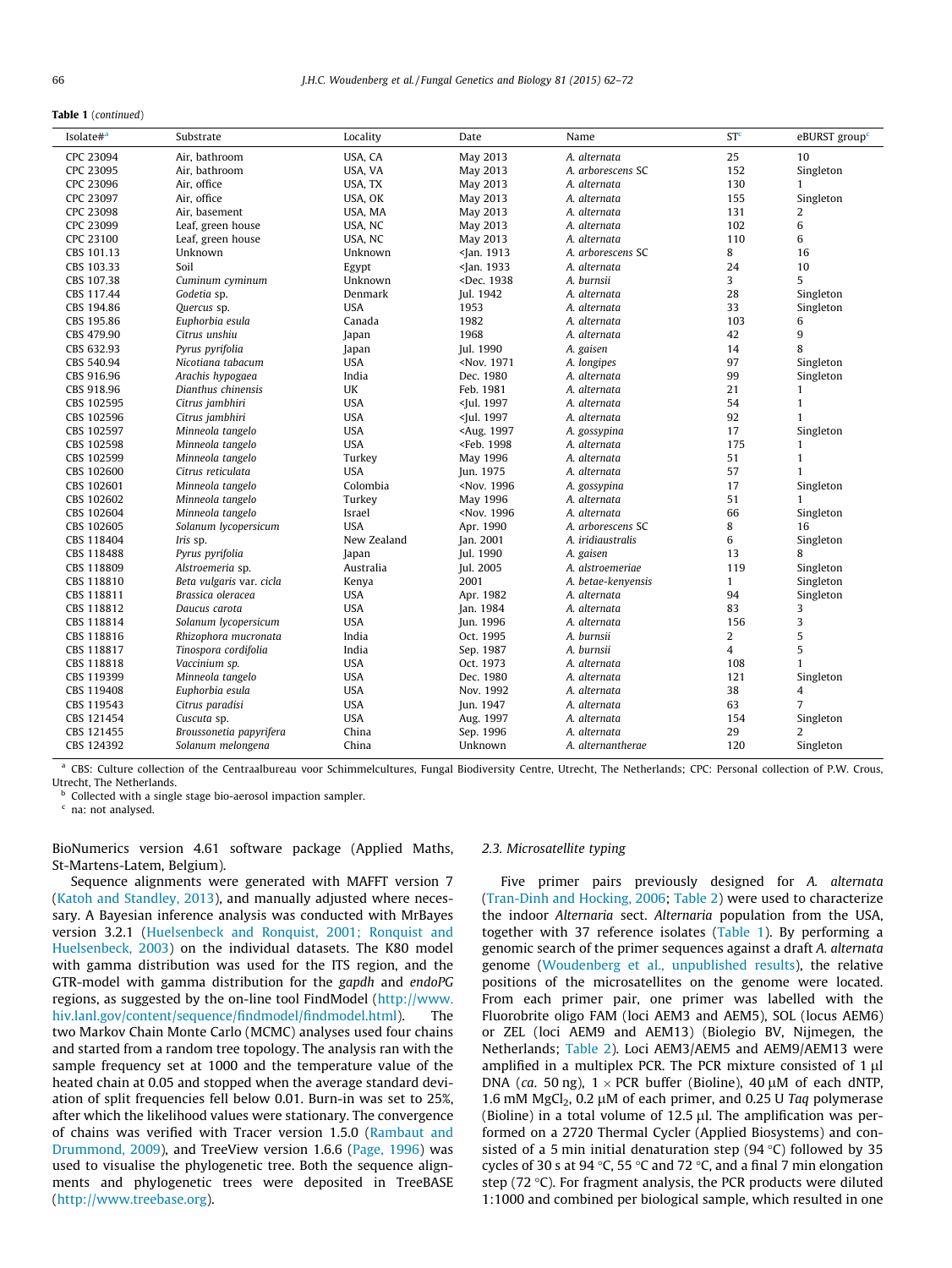**Table 1** (*continued*)

| Isolate#[a] | Substrate | Locality | Date | Name | ST[c] | eBURST group[c] |
|---|---|---|---|---|---|---|
| CPC 23094 | Air, bathroom | USA, CA | May 2013 | *A. alternata* | 25 | 10 |
| CPC 23095 | Air, bathroom | USA, VA | May 2013 | *A. arborescens* SC | 152 | Singleton |
| CPC 23096 | Air, office | USA, TX | May 2013 | *A. alternata* | 130 | 1 |
| CPC 23097 | Air, office | USA, OK | May 2013 | *A. alternata* | 155 | Singleton |
| CPC 23098 | Air, basement | USA, MA | May 2013 | *A. alternata* | 131 | 2 |
| CPC 23099 | Leaf, green house | USA, NC | May 2013 | *A. alternata* | 102 | 6 |
| CPC 23100 | Leaf, green house | USA, NC | May 2013 | *A. alternata* | 110 | 6 |
| CBS 101.13 | Unknown | Unknown | <Jan. 1913 | *A. arborescens* SC | 8 | 16 |
| CBS 103.33 | Soil | Egypt | <Jan. 1933 | *A. alternata* | 24 | 10 |
| CBS 107.38 | *Cuminum cyminum* | Unknown | <Dec. 1938 | *A. burnsii* | 3 | 5 |
| CBS 117.44 | *Godetia* sp. | Denmark | Jul. 1942 | *A. alternata* | 28 | Singleton |
| CBS 194.86 | *Quercus* sp. | USA | 1953 | *A. alternata* | 33 | Singleton |
| CBS 195.86 | *Euphorbia esula* | Canada | 1982 | *A. alternata* | 103 | 6 |
| CBS 479.90 | *Citrus unshiu* | Japan | 1968 | *A. alternata* | 42 | 9 |
| CBS 632.93 | *Pyrus pyrifolia* | Japan | Jul. 1990 | *A. gaisen* | 14 | 8 |
| CBS 540.94 | *Nicotiana tabacum* | USA | <Nov. 1971 | *A. longipes* | 97 | Singleton |
| CBS 916.96 | *Arachis hypogaea* | India | Dec. 1980 | *A. alternata* | 99 | Singleton |
| CBS 918.96 | *Dianthus chinensis* | UK | Feb. 1981 | *A. alternata* | 21 | 1 |
| CBS 102595 | *Citrus jambhiri* | USA | <Jul. 1997 | *A. alternata* | 54 | 1 |
| CBS 102596 | *Citrus jambhiri* | USA | <Jul. 1997 | *A. alternata* | 92 | 1 |
| CBS 102597 | *Minneola tangelo* | USA | <Aug. 1997 | *A. gossypina* | 17 | Singleton |
| CBS 102598 | *Minneola tangelo* | USA | <Feb. 1998 | *A. alternata* | 175 | 1 |
| CBS 102599 | *Minneola tangelo* | Turkey | May 1996 | *A. alternata* | 51 | 1 |
| CBS 102600 | *Citrus reticulata* | USA | Jun. 1975 | *A. alternata* | 57 | 1 |
| CBS 102601 | *Minneola tangelo* | Colombia | <Nov. 1996 | *A. gossypina* | 17 | Singleton |
| CBS 102602 | *Minneola tangelo* | Turkey | May 1996 | *A. alternata* | 51 | 1 |
| CBS 102604 | *Minneola tangelo* | Israel | <Nov. 1996 | *A. alternata* | 66 | Singleton |
| CBS 102605 | *Solanum lycopersicum* | USA | Apr. 1990 | *A. arborescens* SC | 8 | 16 |
| CBS 118404 | *Iris* sp. | New Zealand | Jan. 2001 | *A. iridiaustralis* | 6 | Singleton |
| CBS 118488 | *Pyrus pyrifolia* | Japan | Jul. 1990 | *A. gaisen* | 13 | 8 |
| CBS 118809 | *Alstroemeria* sp. | Australia | Jul. 2005 | *A. alstroemeriae* | 119 | Singleton |
| CBS 118810 | *Beta vulgaris* var. *cicla* | Kenya | 2001 | *A. betae-kenyensis* | 1 | Singleton |
| CBS 118811 | *Brassica oleracea* | USA | Apr. 1982 | *A. alternata* | 94 | Singleton |
| CBS 118812 | *Daucus carota* | USA | Jan. 1984 | *A. alternata* | 83 | 3 |
| CBS 118814 | *Solanum lycopersicum* | USA | Jun. 1996 | *A. alternata* | 156 | 3 |
| CBS 118816 | *Rhizophora mucronata* | India | Oct. 1995 | *A. burnsii* | 2 | 5 |
| CBS 118817 | *Tinospora cordifolia* | India | Sep. 1987 | *A. burnsii* | 4 | 5 |
| CBS 118818 | *Vaccinium* sp. | USA | Oct. 1973 | *A. alternata* | 108 | 1 |
| CBS 119399 | *Minneola tangelo* | USA | Dec. 1980 | *A. alternata* | 121 | Singleton |
| CBS 119408 | *Euphorbia esula* | USA | Nov. 1992 | *A. alternata* | 38 | 4 |
| CBS 119543 | *Citrus paradisi* | USA | Jun. 1947 | *A. alternata* | 63 | 7 |
| CBS 121454 | *Cuscuta* sp. | USA | Aug. 1997 | *A. alternata* | 154 | Singleton |
| CBS 121455 | *Broussonetia papyrifera* | China | Sep. 1996 | *A. alternata* | 29 | 2 |
| CBS 124392 | *Solanum melongena* | China | Unknown | *A. alternantherae* | 120 | Singleton |

[a] CBS: Culture collection of the Centraalbureau voor Schimmelcultures, Fungal Biodiversity Centre, Utrecht, The Netherlands; CPC: Personal collection of P.W. Crous, Utrecht, The Netherlands.

[b] Collected with a single stage bio-aerosol impaction sampler.

[c] na: not analysed.

BioNumerics version 4.61 software package (Applied Maths, St-Martens-Latem, Belgium).

Sequence alignments were generated with MAFFT version 7 (Katoh and Standley, 2013), and manually adjusted where necessary. A Bayesian inference analysis was conducted with MrBayes version 3.2.1 (Huelsenbeck and Ronquist, 2001; Ronquist and Huelsenbeck, 2003) on the individual datasets. The K80 model with gamma distribution was used for the ITS region, and the GTR-model with gamma distribution for the *gapdh* and *endoPG* regions, as suggested by the on-line tool FindModel (http://www.hiv.lanl.gov/content/sequence/findmodel/findmodel.html). The two Markov Chain Monte Carlo (MCMC) analyses used four chains and started from a random tree topology. The analysis ran with the sample frequency set at 1000 and the temperature value of the heated chain at 0.05 and stopped when the average standard deviation of split frequencies fell below 0.01. Burn-in was set to 25%, after which the likelihood values were stationary. The convergence of chains was verified with Tracer version 1.5.0 (Rambaut and Drummond, 2009), and TreeView version 1.6.6 (Page, 1996) was used to visualise the phylogenetic tree. Both the sequence alignments and phylogenetic trees were deposited in TreeBASE (http://www.treebase.org).

### 2.3. Microsatellite typing

Five primer pairs previously designed for *A. alternata* (Tran-Dinh and Hocking, 2006; Table 2) were used to characterize the indoor *Alternaria* sect. *Alternaria* population from the USA, together with 37 reference isolates (Table 1). By performing a genomic search of the primer sequences against a draft *A. alternata* genome (Woudenberg et al., unpublished results), the relative positions of the microsatellites on the genome were located. From each primer pair, one primer was labelled with the Fluorobrite oligo FAM (loci AEM3 and AEM5), SOL (locus AEM6) or ZEL (loci AEM9 and AEM13) (Biolegio BV, Nijmegen, the Netherlands; Table 2). Loci AEM3/AEM5 and AEM9/AEM13 were amplified in a multiplex PCR. The PCR mixture consisted of 1 μl DNA (*ca.* 50 ng), 1 × PCR buffer (Bioline), 40 μM of each dNTP, 1.6 mM $MgCl_2$, 0.2 μM of each primer, and 0.25 U *Taq* polymerase (Bioline) in a total volume of 12.5 μl. The amplification was performed on a 2720 Thermal Cycler (Applied Biosystems) and consisted of a 5 min initial denaturation step (94 °C) followed by 35 cycles of 30 s at 94 °C, 55 °C and 72 °C, and a final 7 min elongation step (72 °C). For fragment analysis, the PCR products were diluted 1:1000 and combined per biological sample, which resulted in one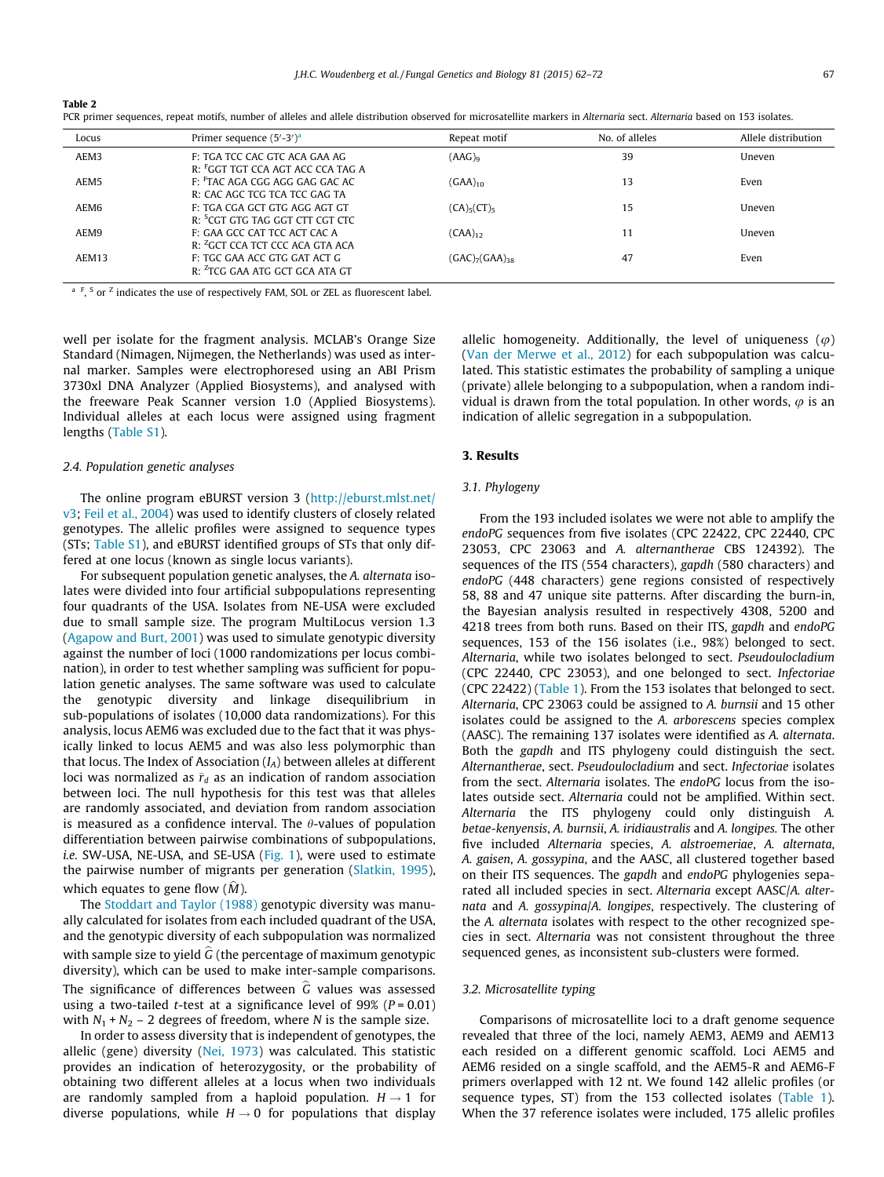**Table 2**
PCR primer sequences, repeat motifs, number of alleles and allele distribution observed for microsatellite markers in *Alternaria* sect. *Alternaria* based on 153 isolates.

| Locus | Primer sequence (5′-3′)[a] | Repeat motif | No. of alleles | Allele distribution |
|---|---|---|---|---|
| AEM3 | F: TGA TCC CAC GTC ACA GAA AG<br>R: [F]GGT TGT CCA AGT ACC CCA TAG A | $(AAG)_9$ | 39 | Uneven |
| AEM5 | F: [F]TAC AGA CGG AGG GAG GAC AC<br>R: CAC AGC TCG TCA TCC GAG TA | $(GAA)_{10}$ | 13 | Even |
| AEM6 | F: TGA CGA GCT GTG AGG AGT GT<br>R: [S]CGT GTG TAG GGT CTT CGT CTC | $(CA)_5(CT)_5$ | 15 | Uneven |
| AEM9 | F: GAA GCC CAT TCC ACT CAC A<br>R: [Z]GCT CCA TCT CCC ACA GTA ACA | $(CAA)_{12}$ | 11 | Uneven |
| AEM13 | F: TGC GAA ACC GTG GAT ACT G<br>R: [Z]TCG GAA ATG GCT GCA ATA GT | $(GAC)_7(GAA)_{38}$ | 47 | Even |

[a] F, S or Z indicates the use of respectively FAM, SOL or ZEL as fluorescent label.

well per isolate for the fragment analysis. MCLAB's Orange Size Standard (Nimagen, Nijmegen, the Netherlands) was used as internal marker. Samples were electrophoresed using an ABI Prism 3730xl DNA Analyzer (Applied Biosystems), and analysed with the freeware Peak Scanner version 1.0 (Applied Biosystems). Individual alleles at each locus were assigned using fragment lengths (Table S1).

### 2.4. Population genetic analyses

The online program eBURST version 3 (http://eburst.mlst.net/v3; Feil et al., 2004) was used to identify clusters of closely related genotypes. The allelic profiles were assigned to sequence types (STs; Table S1), and eBURST identified groups of STs that only differed at one locus (known as single locus variants).

For subsequent population genetic analyses, the *A. alternata* isolates were divided into four artificial subpopulations representing four quadrants of the USA. Isolates from NE-USA were excluded due to small sample size. The program MultiLocus version 1.3 (Agapow and Burt, 2001) was used to simulate genotypic diversity against the number of loci (1000 randomizations per locus combination), in order to test whether sampling was sufficient for population genetic analyses. The same software was used to calculate the genotypic diversity and linkage disequilibrium in sub-populations of isolates (10,000 data randomizations). For this analysis, locus AEM6 was excluded due to the fact that it was physically linked to locus AEM5 and was also less polymorphic than that locus. The Index of Association ($I_A$) between alleles at different loci was normalized as $\bar{r}_d$ as an indication of random association between loci. The null hypothesis for this test was that alleles are randomly associated, and deviation from random association is measured as a confidence interval. The $\theta$-values of population differentiation between pairwise combinations of subpopulations, *i.e.* SW-USA, NE-USA, and SE-USA (Fig. 1), were used to estimate the pairwise number of migrants per generation (Slatkin, 1995), which equates to gene flow ($\widehat{M}$).

The Stoddart and Taylor (1988) genotypic diversity was manually calculated for isolates from each included quadrant of the USA, and the genotypic diversity of each subpopulation was normalized with sample size to yield $\widehat{G}$ (the percentage of maximum genotypic diversity), which can be used to make inter-sample comparisons. The significance of differences between $\widehat{G}$ values was assessed using a two-tailed *t*-test at a significance level of 99% ($P = 0.01$) with $N_1 + N_2 - 2$ degrees of freedom, where $N$ is the sample size.

In order to assess diversity that is independent of genotypes, the allelic (gene) diversity (Nei, 1973) was calculated. This statistic provides an indication of heterozygosity, or the probability of obtaining two different alleles at a locus when two individuals are randomly sampled from a haploid population. $H \rightarrow 1$ for diverse populations, while $H \rightarrow 0$ for populations that display allelic homogeneity. Additionally, the level of uniqueness ($\varphi$) (Van der Merwe et al., 2012) for each subpopulation was calculated. This statistic estimates the probability of sampling a unique (private) allele belonging to a subpopulation, when a random individual is drawn from the total population. In other words, $\varphi$ is an indication of allelic segregation in a subpopulation.

## 3. Results

### 3.1. Phylogeny

From the 193 included isolates we were not able to amplify the *endoPG* sequences from five isolates (CPC 22422, CPC 22440, CPC 23053, CPC 23063 and *A. alternantherae* CBS 124392). The sequences of the ITS (554 characters), *gapdh* (580 characters) and *endoPG* (448 characters) gene regions consisted of respectively 58, 88 and 47 unique site patterns. After discarding the burn-in, the Bayesian analysis resulted in respectively 4308, 5200 and 4218 trees from both runs. Based on their ITS, *gapdh* and *endoPG* sequences, 153 of the 156 isolates (i.e., 98%) belonged to sect. *Alternaria*, while two isolates belonged to sect. *Pseudoulocladium* (CPC 22440, CPC 23053), and one belonged to sect. *Infectoriae* (CPC 22422) (Table 1). From the 153 isolates that belonged to sect. *Alternaria*, CPC 23063 could be assigned to *A. burnsii* and 15 other isolates could be assigned to the *A. arborescens* species complex (AASC). The remaining 137 isolates were identified as *A. alternata*. Both the *gapdh* and ITS phylogeny could distinguish the sect. *Alternantherae*, sect. *Pseudoulocladium* and sect. *Infectoriae* isolates from the sect. *Alternaria* isolates. The *endoPG* locus from the isolates outside sect. *Alternaria* could not be amplified. Within sect. *Alternaria* the ITS phylogeny could only distinguish *A. betae-kenyensis*, *A. burnsii*, *A. iridiaustralis* and *A. longipes*. The other five included *Alternaria* species, *A. alstroemeriae*, *A. alternata*, *A. gaisen*, *A. gossypina*, and the AASC, all clustered together based on their ITS sequences. The *gapdh* and *endoPG* phylogenies separated all included species in sect. *Alternaria* except AASC/*A. alternata* and *A. gossypina*/*A. longipes*, respectively. The clustering of the *A. alternata* isolates with respect to the other recognized species in sect. *Alternaria* was not consistent throughout the three sequenced genes, as inconsistent sub-clusters were formed.

### 3.2. Microsatellite typing

Comparisons of microsatellite loci to a draft genome sequence revealed that three of the loci, namely AEM3, AEM9 and AEM13 each resided on a different genomic scaffold. Loci AEM5 and AEM6 resided on a single scaffold, and the AEM5-R and AEM6-F primers overlapped with 12 nt. We found 142 allelic profiles (or sequence types, ST) from the 153 collected isolates (Table 1). When the 37 reference isolates were included, 175 allelic profiles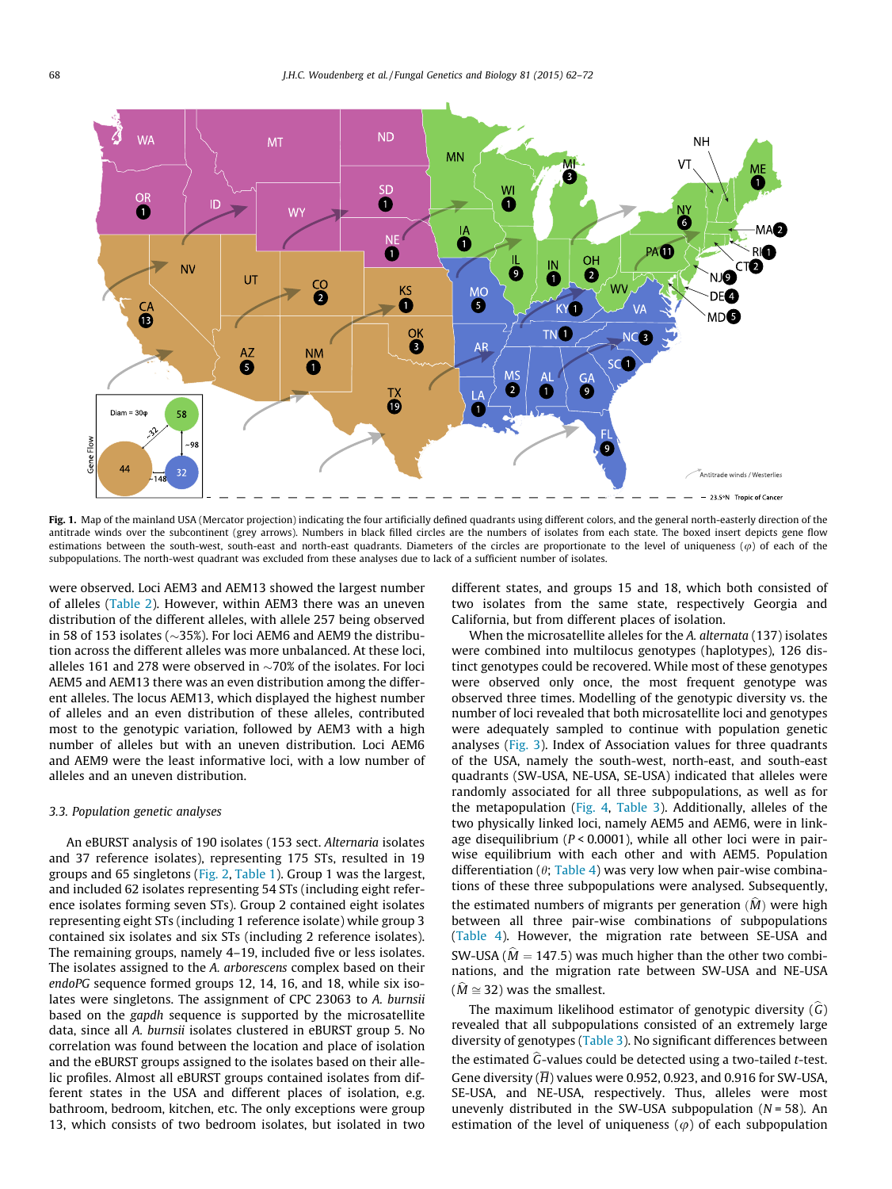**Fig. 1.** Map of the mainland USA (Mercator projection) indicating the four artificially defined quadrants using different colors, and the general north-easterly direction of the antitrade winds over the subcontinent (grey arrows). Numbers in black filled circles are the numbers of isolates from each state. The boxed insert depicts gene flow estimations between the south-west, south-east and north-east quadrants. Diameters of the circles are proportionate to the level of uniqueness ($\varphi$) of each of the subpopulations. The north-west quadrant was excluded from these analyses due to lack of a sufficient number of isolates.

were observed. Loci AEM3 and AEM13 showed the largest number of alleles (Table 2). However, within AEM3 there was an uneven distribution of the different alleles, with allele 257 being observed in 58 of 153 isolates (~35%). For loci AEM6 and AEM9 the distribution across the different alleles was more unbalanced. At these loci, alleles 161 and 278 were observed in ~70% of the isolates. For loci AEM5 and AEM13 there was an even distribution among the different alleles. The locus AEM13, which displayed the highest number of alleles and an even distribution of these alleles, contributed most to the genotypic variation, followed by AEM3 with a high number of alleles but with an uneven distribution. Loci AEM6 and AEM9 were the least informative loci, with a low number of alleles and an uneven distribution.

### 3.3. Population genetic analyses

An eBURST analysis of 190 isolates (153 sect. *Alternaria* isolates and 37 reference isolates), representing 175 STs, resulted in 19 groups and 65 singletons (Fig. 2, Table 1). Group 1 was the largest, and included 62 isolates representing 54 STs (including eight reference isolates forming seven STs). Group 2 contained eight isolates representing eight STs (including 1 reference isolate) while group 3 contained six isolates and six STs (including 2 reference isolates). The remaining groups, namely 4–19, included five or less isolates. The isolates assigned to the *A. arborescens* complex based on their *endoPG* sequence formed groups 12, 14, 16, and 18, while six isolates were singletons. The assignment of CPC 23063 to *A. burnsii* based on the *gapdh* sequence is supported by the microsatellite data, since all *A. burnsii* isolates clustered in eBURST group 5. No correlation was found between the location and place of isolation and the eBURST groups assigned to the isolates based on their allelic profiles. Almost all eBURST groups contained isolates from different states in the USA and different places of isolation, e.g. bathroom, bedroom, kitchen, etc. The only exceptions were group 13, which consists of two bedroom isolates, but isolated in two different states, and groups 15 and 18, which both consisted of two isolates from the same state, respectively Georgia and California, but from different places of isolation.

When the microsatellite alleles for the *A. alternata* (137) isolates were combined into multilocus genotypes (haplotypes), 126 distinct genotypes could be recovered. While most of these genotypes were observed only once, the most frequent genotype was observed three times. Modelling of the genotypic diversity vs. the number of loci revealed that both microsatellite loci and genotypes were adequately sampled to continue with population genetic analyses (Fig. 3). Index of Association values for three quadrants of the USA, namely the south-west, north-east, and south-east quadrants (SW-USA, NE-USA, SE-USA) indicated that alleles were randomly associated for all three subpopulations, as well as for the metapopulation (Fig. 4, Table 3). Additionally, alleles of the two physically linked loci, namely AEM5 and AEM6, were in linkage disequilibrium ($P < 0.0001$), while all other loci were in pairwise equilibrium with each other and with AEM5. Population differentiation ($\theta$; Table 4) was very low when pair-wise combinations of these three subpopulations were analysed. Subsequently, the estimated numbers of migrants per generation ($\widehat{M}$) were high between all three pair-wise combinations of subpopulations (Table 4). However, the migration rate between SE-USA and SW-USA ($\widehat{M} = 147.5$) was much higher than the other two combinations, and the migration rate between SW-USA and NE-USA ($\widehat{M} \cong 32$) was the smallest.

The maximum likelihood estimator of genotypic diversity ($\widehat{G}$) revealed that all subpopulations consisted of an extremely large diversity of genotypes (Table 3). No significant differences between the estimated $\widehat{G}$-values could be detected using a two-tailed *t*-test. Gene diversity ($\overline{H}$) values were 0.952, 0.923, and 0.916 for SW-USA, SE-USA, and NE-USA, respectively. Thus, alleles were most unevenly distributed in the SW-USA subpopulation ($N = 58$). An estimation of the level of uniqueness ($\varphi$) of each subpopulation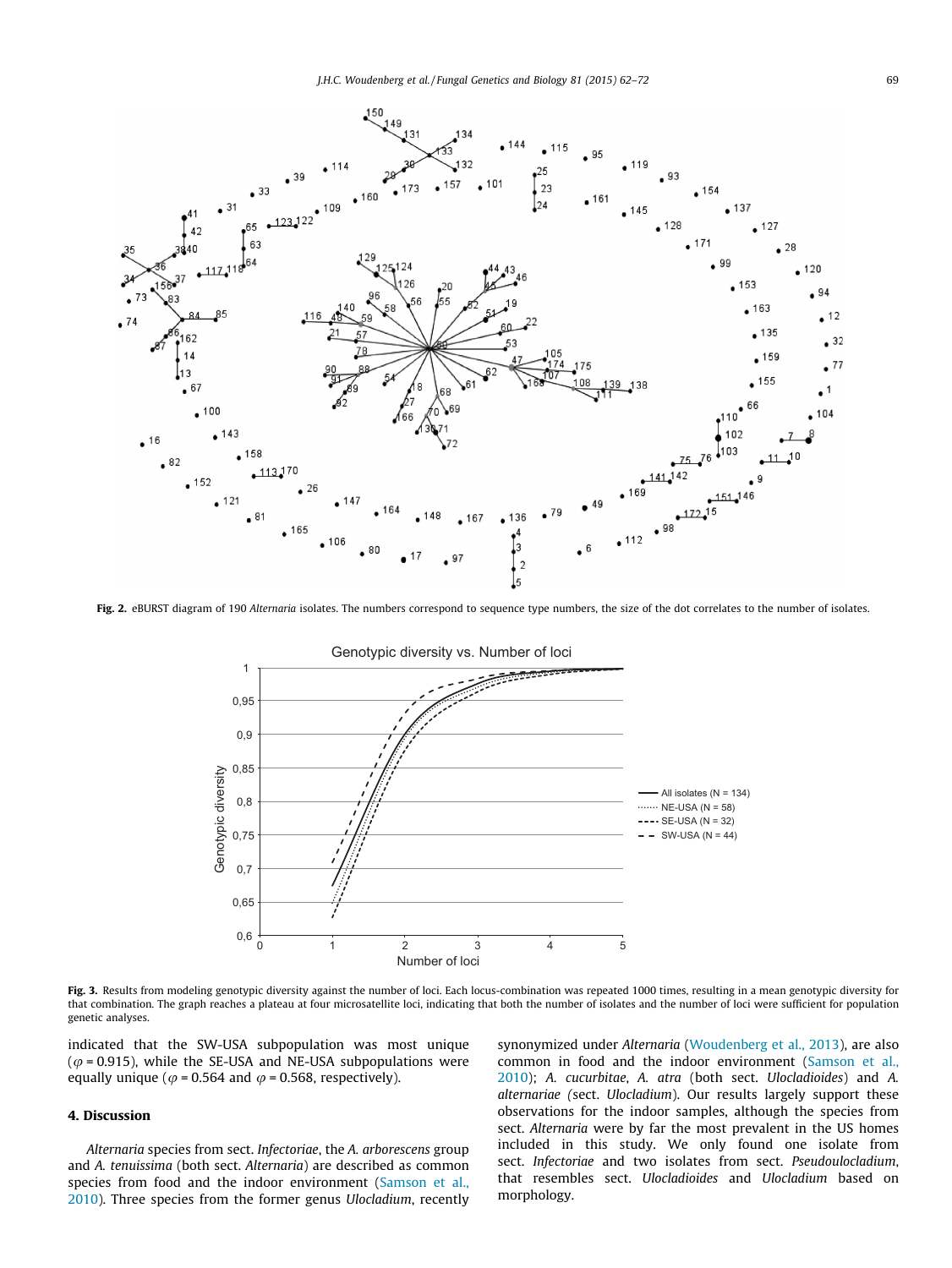**Fig. 2.** eBURST diagram of 190 *Alternaria* isolates. The numbers correspond to sequence type numbers, the size of the dot correlates to the number of isolates.

**Fig. 3.** Results from modeling genotypic diversity against the number of loci. Each locus-combination was repeated 1000 times, resulting in a mean genotypic diversity for that combination. The graph reaches a plateau at four microsatellite loci, indicating that both the number of isolates and the number of loci were sufficient for population genetic analyses.

indicated that the SW-USA subpopulation was most unique ($\varphi = 0.915$), while the SE-USA and NE-USA subpopulations were equally unique ($\varphi = 0.564$ and $\varphi = 0.568$, respectively).

## 4. Discussion

*Alternaria* species from sect. *Infectoriae*, the *A. arborescens* group and *A. tenuissima* (both sect. *Alternaria*) are described as common species from food and the indoor environment (Samson et al., 2010). Three species from the former genus *Ulocladium*, recently synonymized under *Alternaria* (Woudenberg et al., 2013), are also common in food and the indoor environment (Samson et al., 2010); *A. cucurbitae*, *A. atra* (both sect. *Ulocladioides*) and *A. alternariae* (sect. *Ulocladium*). Our results largely support these observations for the indoor samples, although the species from sect. *Alternaria* were by far the most prevalent in the US homes included in this study. We only found one isolate from sect. *Infectoriae* and two isolates from sect. *Pseudoulocladium*, that resembles sect. *Ulocladioides* and *Ulocladium* based on morphology.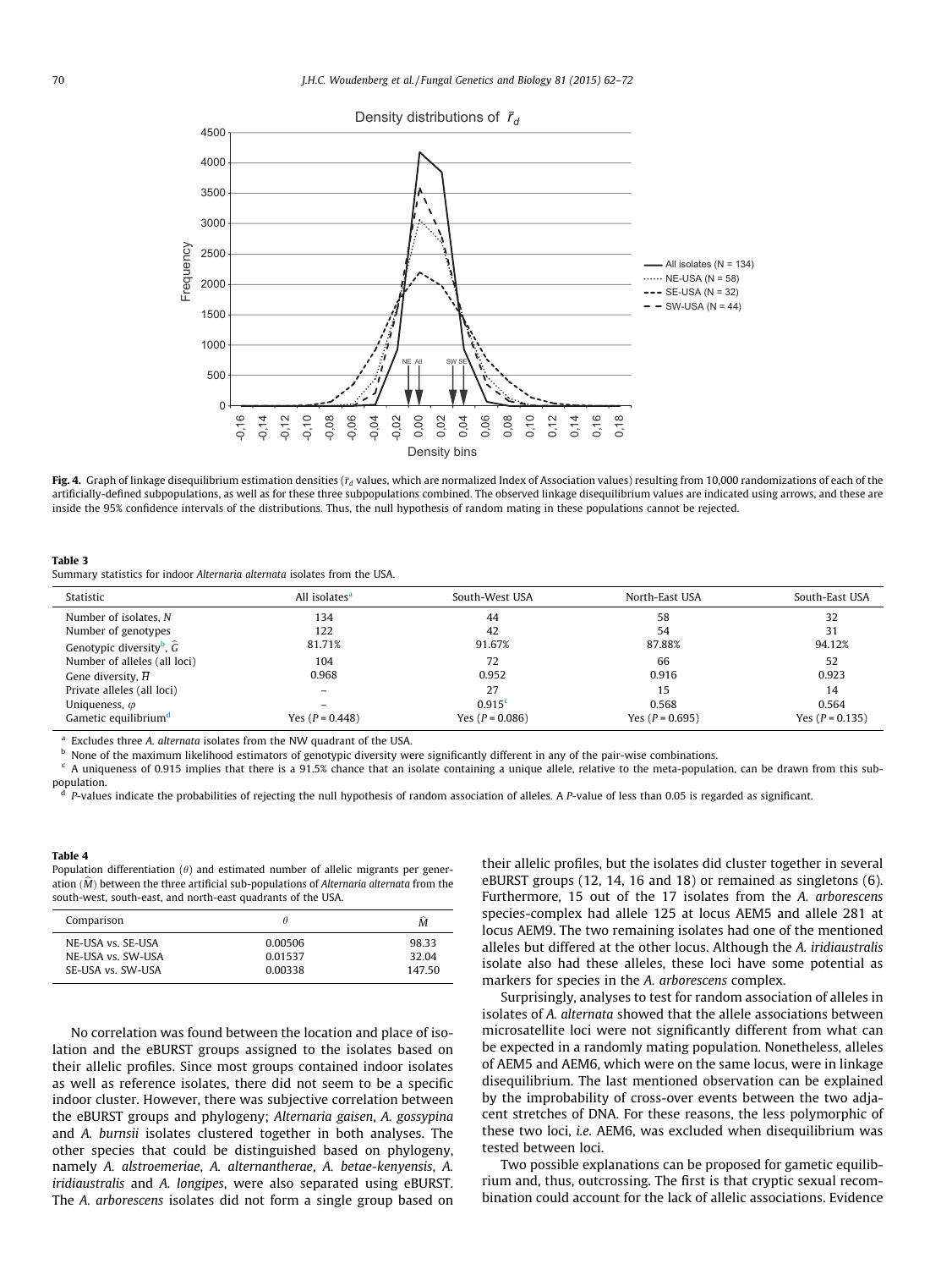Fig. 4. Graph of linkage disequilibrium estimation densities ($\bar{r}_d$ values, which are normalized Index of Association values) resulting from 10,000 randomizations of each of the artificially-defined subpopulations, as well as for these three subpopulations combined. The observed linkage disequilibrium values are indicated using arrows, and these are inside the 95% confidence intervals of the distributions. Thus, the null hypothesis of random mating in these populations cannot be rejected.

**Table 3**
Summary statistics for indoor *Alternaria alternata* isolates from the USA.

| Statistic | All isolates[a] | South-West USA | North-East USA | South-East USA |
|---|---|---|---|---|
| Number of isolates, $N$ | 134 | 44 | 58 | 32 |
| Number of genotypes | 122 | 42 | 54 | 31 |
| Genotypic diversity[b], $\hat{G}$ | 81.71% | 91.67% | 87.88% | 94.12% |
| Number of alleles (all loci) | 104 | 72 | 66 | 52 |
| Gene diversity, $\bar{H}$ | 0.968 | 0.952 | 0.916 | 0.923 |
| Private alleles (all loci) | – | 27 | 15 | 14 |
| Uniqueness, $\varphi$ | – | 0.915[c] | 0.568 | 0.564 |
| Gametic equilibrium[d] | Yes ($P$ = 0.448) | Yes ($P$ = 0.086) | Yes ($P$ = 0.695) | Yes ($P$ = 0.135) |

[a] Excludes three *A. alternata* isolates from the NW quadrant of the USA.
[b] None of the maximum likelihood estimators of genotypic diversity were significantly different in any of the pair-wise combinations.
[c] A uniqueness of 0.915 implies that there is a 91.5% chance that an isolate containing a unique allele, relative to the meta-population, can be drawn from this sub-population.
[d] $P$-values indicate the probabilities of rejecting the null hypothesis of random association of alleles. A $P$-value of less than 0.05 is regarded as significant.

**Table 4**
Population differentiation ($\theta$) and estimated number of allelic migrants per generation ($\hat{M}$) between the three artificial sub-populations of *Alternaria alternata* from the south-west, south-east, and north-east quadrants of the USA.

| Comparison | $\theta$ | $\hat{M}$ |
|---|---|---|
| NE-USA vs. SE-USA | 0.00506 | 98.33 |
| NE-USA vs. SW-USA | 0.01537 | 32.04 |
| SE-USA vs. SW-USA | 0.00338 | 147.50 |

No correlation was found between the location and place of isolation and the eBURST groups assigned to the isolates based on their allelic profiles. Since most groups contained indoor isolates as well as reference isolates, there did not seem to be a specific indoor cluster. However, there was subjective correlation between the eBURST groups and phylogeny; *Alternaria gaisen*, *A. gossypina* and *A. burnsii* isolates clustered together in both analyses. The other species that could be distinguished based on phylogeny, namely *A. alstroemeriae*, *A. alternantherae*, *A. betae-kenyensis*, *A. iridiaustralis* and *A. longipes*, were also separated using eBURST. The *A. arborescens* isolates did not form a single group based on their allelic profiles, but the isolates did cluster together in several eBURST groups (12, 14, 16 and 18) or remained as singletons (6). Furthermore, 15 out of the 17 isolates from the *A. arborescens* species-complex had allele 125 at locus AEM5 and allele 281 at locus AEM9. The two remaining isolates had one of the mentioned alleles but differed at the other locus. Although the *A. iridiaustralis* isolate also had these alleles, these loci have some potential as markers for species in the *A. arborescens* complex.

Surprisingly, analyses to test for random association of alleles in isolates of *A. alternata* showed that the allele associations between microsatellite loci were not significantly different from what can be expected in a randomly mating population. Nonetheless, alleles of AEM5 and AEM6, which were on the same locus, were in linkage disequilibrium. The last mentioned observation can be explained by the improbability of cross-over events between the two adjacent stretches of DNA. For these reasons, the less polymorphic of these two loci, *i.e.* AEM6, was excluded when disequilibrium was tested between loci.

Two possible explanations can be proposed for gametic equilibrium and, thus, outcrossing. The first is that cryptic sexual recombination could account for the lack of allelic associations. Evidence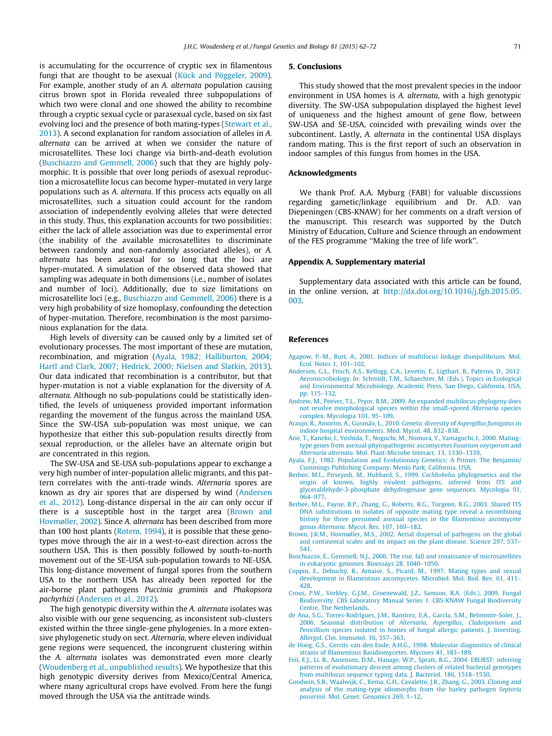is accumulating for the occurrence of cryptic sex in filamentous fungi that are thought to be asexual (Kück and Pöggeler, 2009). For example, another study of an *A. alternata* population causing citrus brown spot in Florida revealed three subpopulations of which two were clonal and one showed the ability to recombine through a cryptic sexual cycle or parasexual cycle, based on six fast evolving loci and the presence of both mating-types (Stewart et al., 2013). A second explanation for random association of alleles in *A. alternata* can be arrived at when we consider the nature of microsatellites. These loci change via birth-and-death evolution (Buschiazzo and Gemmell, 2006) such that they are highly polymorphic. It is possible that over long periods of asexual reproduction a microsatellite locus can become hyper-mutated in very large populations such as *A. alternata*. If this process acts equally on all microsatellites, such a situation could account for the random association of independently evolving alleles that were detected in this study. Thus, this explanation accounts for two possibilities: either the lack of allele association was due to experimental error (the inability of the available microsatellites to discriminate between randomly and non-randomly associated alleles), or *A. alternata* has been asexual for so long that the loci are hyper-mutated. A simulation of the observed data showed that sampling was adequate in both dimensions (i.e., number of isolates and number of loci). Additionally, due to size limitations on microsatellite loci (e.g., Buschiazzo and Gemmell, 2006) there is a very high probability of size homoplasy, confounding the detection of hyper-mutation. Therefore, recombination is the most parsimonious explanation for the data.

High levels of diversity can be caused only by a limited set of evolutionary processes. The most important of these are mutation, recombination, and migration (Ayala, 1982; Halliburton, 2004; Hartl and Clark, 2007; Hedrick, 2000; Nielsen and Slatkin, 2013). Our data indicated that recombination is a contributor, but that hyper-mutation is not a viable explanation for the diversity of *A. alternata*. Although no sub-populations could be statistically identified, the levels of uniqueness provided important information regarding the movement of the fungus across the mainland USA. Since the SW-USA sub-population was most unique, we can hypothesize that either this sub-population results directly from sexual reproduction, or the alleles have an alternate origin but are concentrated in this region.

The SW-USA and SE-USA sub-populations appear to exchange a very high number of inter-population allelic migrants, and this pattern correlates with the anti-trade winds. *Alternaria* spores are known as dry air spores that are dispersed by wind (Andersen et al., 2012). Long-distance dispersal in the air can only occur if there is a susceptible host in the target area (Brown and Hovmøller, 2002). Since *A. alternata* has been described from more than 100 host plants (Rotem, 1994), it is possible that these genotypes move through the air in a west-to-east direction across the southern USA. This is then possibly followed by south-to-north movement out of the SE-USA sub-population towards to NE-USA. This long-distance movement of fungal spores from the southern USA to the northern USA has already been reported for the air-borne plant pathogens *Puccinia graminis* and *Phakopsora pachyrhizi* (Andersen et al., 2012).

The high genotypic diversity within the *A. alternata* isolates was also visible with our gene sequencing, as inconsistent sub-clusters existed within the three single-gene phylogenies. In a more extensive phylogenetic study on sect. *Alternaria*, where eleven individual gene regions were sequenced, the incongruent clustering within the *A. alternata* isolates was demonstrated even more clearly (Woudenberg et al., unpublished results). We hypothesize that this high genotypic diversity derives from Mexico/Central America, where many agricultural crops have evolved. From here the fungi moved through the USA via the antitrade winds.

## 5. Conclusions

This study showed that the most prevalent species in the indoor environment in USA homes is *A. alternata*, with a high genotypic diversity. The SW-USA subpopulation displayed the highest level of uniqueness and the highest amount of gene flow, between SW-USA and SE-USA, coincided with prevailing winds over the subcontinent. Lastly, *A. alternata* in the continental USA displays random mating. This is the first report of such an observation in indoor samples of this fungus from homes in the USA.

## Acknowledgments

We thank Prof. A.A. Myburg (FABI) for valuable discussions regarding gametic/linkage equilibrium and Dr. A.D. van Diepeningen (CBS-KNAW) for her comments on a draft version of the manuscript. This research was supported by the Dutch Ministry of Education, Culture and Science through an endowment of the FES programme "Making the tree of life work".

## Appendix A. Supplementary material

Supplementary data associated with this article can be found, in the online version, at http://dx.doi.org/10.1016/j.fgb.2015.05.003.

## References

Agapow, P.-M., Burt, A., 2001. Indices of multilocus linkage disequilibrium. Mol. Ecol. Notes 1, 101–102.

Andersen, G.L., Frisch, A.S., Kellogg, C.A., Levetin, E., Ligthart, B., Paterno, D., 2012. Aeromicrobiology. In: Schmidt, T.M., Schaechter, M. (Eds.), Topics in Ecological and Environmental Microbiology. Academic Press, San Diego, California, USA, pp. 115–132.

Andrew, M., Peever, T.L., Pryor, B.M., 2009. An expanded multilocus phylogeny does not resolve morphological species within the small-spored *Alternaria* species complex. Mycologia 101, 95–109.

Araujo, R., Amorim, A., Gusmão, L., 2010. Genetic diversity of *Aspergillus fumigatus* in indoor hospital environments. Med. Mycol. 48, 832–838.

Arie, T., Kaneko, I., Yoshida, T., Noguchi, M., Nomura, Y., Yamaguchi, I., 2000. Mating-type genes from asexual phytopathogenic ascomycetes *Fusarium oxysporum* and *Alternaria alternata*. Mol. Plant-Microbe Interact. 13, 1330–1339.

Ayala, F.J., 1982. Population and Evolutionary Genetics: A Primer. The Benjamin/Cummings Publishing Company, Menlo Park, California, USA.

Berbee, M.L., Pirseyedi, M., Hubbard, S., 1999. *Cochliobolus* phylogenetics and the origin of known, highly virulent pathogens, inferred from ITS and glyceraldehyde-3-phosphate dehydrogenase gene sequences. Mycologia 91, 964–977.

Berbee, M.L., Payne, B.P., Zhang, G., Roberts, R.G., Turgeon, B.G., 2003. Shared ITS DNA substitutions in isolates of opposite mating type reveal a recombining history for three presumed asexual species in the filamentous ascomycete genus *Alternaria*. Mycol. Res. 107, 169–182.

Brown, J.K.M., Hovmøller, M.S., 2002. Aerial dispersal of pathogens on the global and continental scales and its impact on the plant disease. Science 297, 537–541.

Buschiazzo, E., Gemmell, N.J., 2006. The rise, fall and renaissance of microsatellites in eukaryotic genomes. Bioessays 28, 1040–1050.

Coppin, E., Debuchy, R., Arnaise, S., Picard, M., 1997. Mating types and sexual development in filamentous ascomycetes. Microbiol. Mol. Biol. Rev. 61, 411–428.

Crous, P.W., Verkley, G.J.M., Groenewald, J.Z., Samson, R.A. (Eds.), 2009. Fungal Biodiversity. CBS Laboratory Manual Series 1. CBS-KNAW Fungal Biodiversity Centre, The Netherlands.

de Ana, S.G., Torres-Rodrígues, J.M., Ramírez, E.A., García, S.M., Belmonte-Soler, J., 2006. Seasonal distribution of *Alternaria*, *Aspergillus*, *Cladosporium* and *Penicillium* species isolated in homes of fungal allergic patients. J. Investing. Allergol. Clin. Immunol. 16, 357–363.

de Hoog, G.S., Gerrits van den Ende, A.H.G., 1998. Molecular diagnostics of clinical strains of filamentous Basidiomycetes. Mycoses 41, 183–189.

Feil, E.J., Li, B., Aanensen, D.M., Hanage, W.P., Spratt, B.G., 2004. EBURST: inferring patterns of evolutionary descent among clusters of related bacterial genotypes from multilocus sequence typing data. J. Bacteriol. 186, 1518–1530.

Goodwin, S.B., Waalwijk, C., Kema, G.H., Cavaletto, J.R., Zhang, G., 2003. Cloning and analysis of the mating-type idiomorphs from the barley pathogen *Septoria passerinii*. Mol. Genet. Genomics 269, 1–12.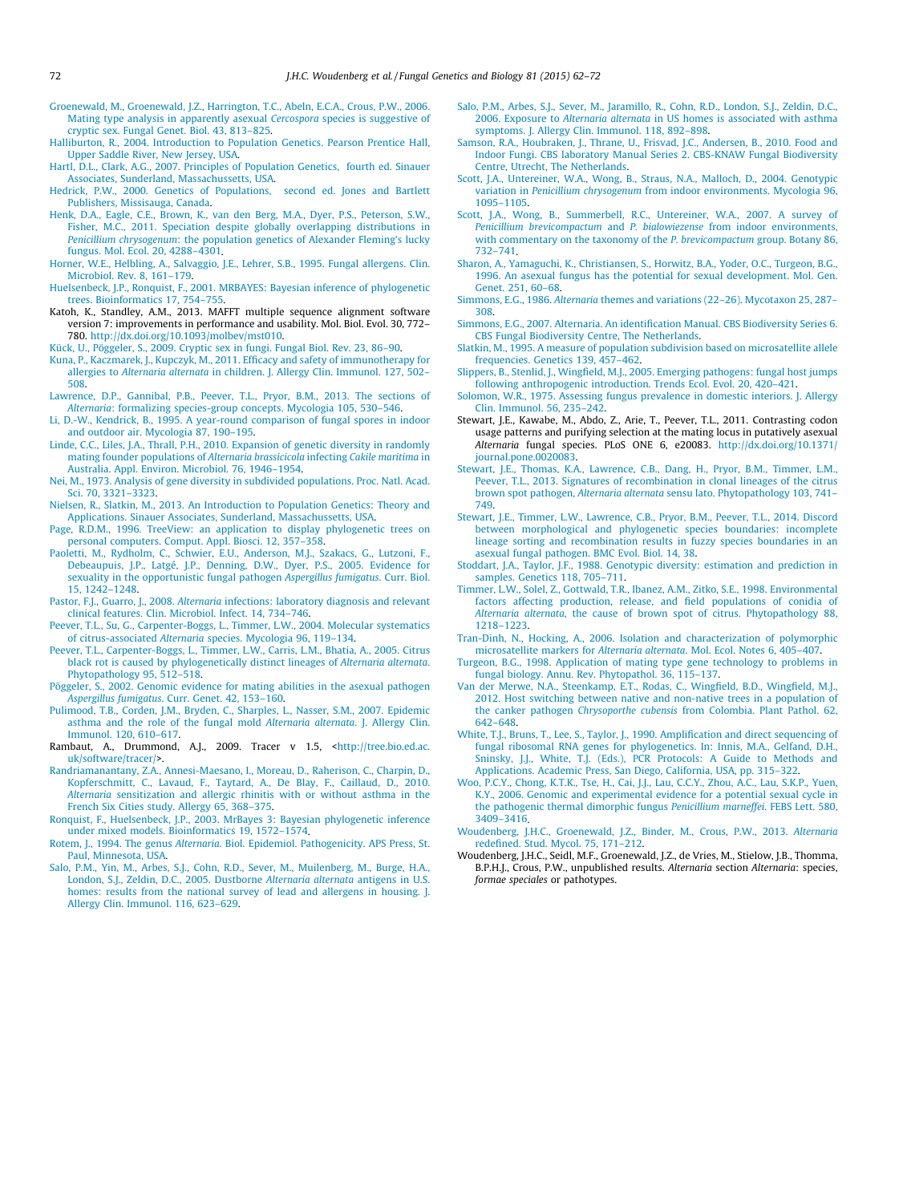Groenewald, M., Groenewald, J.Z., Harrington, T.C., Abeln, E.C.A., Crous, P.W., 2006. Mating type analysis in apparently asexual *Cercospora* species is suggestive of cryptic sex. Fungal Genet. Biol. 43, 813–825.

Halliburton, R., 2004. Introduction to Population Genetics. Pearson Prentice Hall, Upper Saddle River, New Jersey, USA.

Hartl, D.L., Clark, A.G., 2007. Principles of Population Genetics, fourth ed. Sinauer Associates, Sunderland, Massachussetts, USA.

Hedrick, P.W., 2000. Genetics of Populations, second ed. Jones and Bartlett Publishers, Missisauga, Canada.

Henk, D.A., Eagle, C.E., Brown, K., van den Berg, M.A., Dyer, P.S., Peterson, S.W., Fisher, M.C., 2011. Speciation despite globally overlapping distributions in *Penicillium chrysogenum*: the population genetics of Alexander Fleming's lucky fungus. Mol. Ecol. 20, 4288–4301.

Horner, W.E., Helbling, A., Salvaggio, J.E., Lehrer, S.B., 1995. Fungal allergens. Clin. Microbiol. Rev. 8, 161–179.

Huelsenbeck, J.P., Ronquist, F., 2001. MRBAYES: Bayesian inference of phylogenetic trees. Bioinformatics 17, 754–755.

Katoh, K., Standley, A.M., 2013. MAFFT multiple sequence alignment software version 7: improvements in performance and usability. Mol. Biol. Evol. 30, 772–780. http://dx.doi.org/10.1093/molbev/mst010.

Kück, U., Pöggeler, S., 2009. Cryptic sex in fungi. Fungal Biol. Rev. 23, 86–90.

Kuna, P., Kaczmarek, J., Kupczyk, M., 2011. Efficacy and safety of immunotherapy for allergies to *Alternaria alternata* in children. J. Allergy Clin. Immunol. 127, 502–508.

Lawrence, D.P., Gannibal, P.B., Peever, T.L., Pryor, B.M., 2013. The sections of *Alternaria*: formalizing species-group concepts. Mycologia 105, 530–546.

Li, D.-W., Kendrick, B., 1995. A year-round comparison of fungal spores in indoor and outdoor air. Mycologia 87, 190–195.

Linde, C.C., Liles, J.A., Thrall, P.H., 2010. Expansion of genetic diversity in randomly mating founder populations of *Alternaria brassicicola* infecting *Cakile maritima* in Australia. Appl. Environ. Microbiol. 76, 1946–1954.

Nei, M., 1973. Analysis of gene diversity in subdivided populations. Proc. Natl. Acad. Sci. 70, 3321–3323.

Nielsen, R., Slatkin, M., 2013. An Introduction to Population Genetics: Theory and Applications. Sinauer Associates, Sunderland, Massachussetts, USA.

Page, R.D.M., 1996. TreeView: an application to display phylogenetic trees on personal computers. Comput. Appl. Biosci. 12, 357–358.

Paoletti, M., Rydholm, C., Schwier, E.U., Anderson, M.J., Szakacs, G., Lutzoni, F., Debeaupuis, J.P., Latgé, J.P., Denning, D.W., Dyer, P.S., 2005. Evidence for sexuality in the opportunistic fungal pathogen *Aspergillus fumigatus*. Curr. Biol. 15, 1242–1248.

Pastor, F.J., Guarro, J., 2008. *Alternaria* infections: laboratory diagnosis and relevant clinical features. Clin. Microbiol. Infect. 14, 734–746.

Peever, T.L., Su, G., Carpenter-Boggs, L., Timmer, L.W., 2004. Molecular systematics of citrus-associated *Alternaria* species. Mycologia 96, 119–134.

Peever, T.L., Carpenter-Boggs, L., Timmer, L.W., Carris, L.M., Bhatia, A., 2005. Citrus black rot is caused by phylogenetically distinct lineages of *Alternaria alternata*. Phytopathology 95, 512–518.

Pöggeler, S., 2002. Genomic evidence for mating abilities in the asexual pathogen *Aspergillus fumigatus*. Curr. Genet. 42, 153–160.

Pulimood, T.B., Corden, J.M., Bryden, C., Sharples, L., Nasser, S.M., 2007. Epidemic asthma and the role of the fungal mold *Alternaria alternata*. J. Allergy Clin. Immunol. 120, 610–617.

Rambaut, A., Drummond, A.J., 2009. Tracer v 1.5, <http://tree.bio.ed.ac.uk/software/tracer/>.

Randriamanantany, Z.A., Annesi-Maesano, I., Moreau, D., Raherison, C., Charpin, D., Kopferschmitt, C., Lavaud, F., Taytard, A., De Blay, F., Caillaud, D., 2010. *Alternaria* sensitization and allergic rhinitis with or without asthma in the French Six Cities study. Allergy 65, 368–375.

Ronquist, F., Huelsenbeck, J.P., 2003. MrBayes 3: Bayesian phylogenetic inference under mixed models. Bioinformatics 19, 1572–1574.

Rotem, J., 1994. The genus *Alternaria*. Biol. Epidemiol. Pathogenicity. APS Press, St. Paul, Minnesota, USA.

Salo, P.M., Yin, M., Arbes, S.J., Cohn, R.D., Sever, M., Muilenberg, M., Burge, H.A., London, S.J., Zeldin, D.C., 2005. Dustborne *Alternaria alternata* antigens in U.S. homes: results from the national survey of lead and allergens in housing. J. Allergy Clin. Immunol. 116, 623–629.

Salo, P.M., Arbes, S.J., Sever, M., Jaramillo, R., Cohn, R.D., London, S.J., Zeldin, D.C., 2006. Exposure to *Alternaria alternata* in US homes is associated with asthma symptoms. J. Allergy Clin. Immunol. 118, 892–898.

Samson, R.A., Houbraken, J., Thrane, U., Frisvad, J.C., Andersen, B., 2010. Food and Indoor Fungi. CBS laboratory Manual Series 2. CBS-KNAW Fungal Biodiversity Centre, Utrecht, The Netherlands.

Scott, J.A., Untereiner, W.A., Wong, B., Straus, N.A., Malloch, D., 2004. Genotypic variation in *Penicillium chrysogenum* from indoor environments. Mycologia 96, 1095–1105.

Scott, J.A., Wong, B., Summerbell, R.C., Untereiner, W.A., 2007. A survey of *Penicillium brevicompactum* and *P. bialowiezense* from indoor environments, with commentary on the taxonomy of the *P. brevicompactum* group. Botany 86, 732–741.

Sharon, A., Yamaguchi, K., Christiansen, S., Horwitz, B.A., Yoder, O.C., Turgeon, B.G., 1996. An asexual fungus has the potential for sexual development. Mol. Gen. Genet. 251, 60–68.

Simmons, E.G., 1986. *Alternaria* themes and variations (22–26). Mycotaxon 25, 287–308.

Simmons, E.G., 2007. Alternaria. An identification Manual. CBS Biodiversity Series 6. CBS Fungal Biodiversity Centre, The Netherlands.

Slatkin, M., 1995. A measure of population subdivision based on microsatellite allele frequencies. Genetics 139, 457–462.

Slippers, B., Stenlid, J., Wingfield, M.J., 2005. Emerging pathogens: fungal host jumps following anthropogenic introduction. Trends Ecol. Evol. 20, 420–421.

Solomon, W.R., 1975. Assessing fungus prevalence in domestic interiors. J. Allergy Clin. Immunol. 56, 235–242.

Stewart, J.E., Kawabe, M., Abdo, Z., Arie, T., Peever, T.L., 2011. Contrasting codon usage patterns and purifying selection at the mating locus in putatively asexual *Alternaria* fungal species. PLoS ONE 6, e20083. http://dx.doi.org/10.1371/journal.pone.0020083.

Stewart, J.E., Thomas, K.A., Lawrence, C.B., Dang, H., Pryor, B.M., Timmer, L.M., Peever, T.L., 2013. Signatures of recombination in clonal lineages of the citrus brown spot pathogen, *Alternaria alternata* sensu lato. Phytopathology 103, 741–749.

Stewart, J.E., Timmer, L.W., Lawrence, C.B., Pryor, B.M., Peever, T.L., 2014. Discord between morphological and phylogenetic species boundaries: incomplete lineage sorting and recombination results in fuzzy species boundaries in an asexual fungal pathogen. BMC Evol. Biol. 14, 38.

Stoddart, J.A., Taylor, J.F., 1988. Genotypic diversity: estimation and prediction in samples. Genetics 118, 705–711.

Timmer, L.W., Solel, Z., Gottwald, T.R., Ibanez, A.M., Zitko, S.E., 1998. Environmental factors affecting production, release, and field populations of conidia of *Alternaria alternata*, the cause of brown spot of citrus. Phytopathology 88, 1218–1223.

Tran-Dinh, N., Hocking, A., 2006. Isolation and characterization of polymorphic microsatellite markers for *Alternaria alternata*. Mol. Ecol. Notes 6, 405–407.

Turgeon, B.G., 1998. Application of mating type gene technology to problems in fungal biology. Annu. Rev. Phytopathol. 36, 115–137.

Van der Merwe, N.A., Steenkamp, E.T., Rodas, C., Wingfield, B.D., Wingfield, M.J., 2012. Host switching between native and non-native trees in a population of the canker pathogen *Chrysoporthe cubensis* from Colombia. Plant Pathol. 62, 642–648.

White, T.J., Bruns, T., Lee, S., Taylor, J., 1990. Amplification and direct sequencing of fungal ribosomal RNA genes for phylogenetics. In: Innis, M.A., Gelfand, D.H., Sninsky, J.J., White, T.J. (Eds.), PCR Protocols: A Guide to Methods and Applications. Academic Press, San Diego, California, USA, pp. 315–322.

Woo, P.C.Y., Chong, K.T.K., Tse, H., Cai, J.J., Lau, C.C.Y., Zhou, A.C., Lau, S.K.P., Yuen, K.Y., 2006. Genomic and experimental evidence for a potential sexual cycle in the pathogenic thermal dimorphic fungus *Penicillium marneffei*. FEBS Lett. 580, 3409–3416.

Woudenberg, J.H.C., Groenewald, J.Z., Binder, M., Crous, P.W., 2013. *Alternaria* redefined. Stud. Mycol. 75, 171–212.

Woudenberg, J.H.C., Seidl, M.F., Groenewald, J.Z., de Vries, M., Stielow, J.B., Thomma, B.P.H.J., Crous, P.W., unpublished results. *Alternaria* section *Alternaria*: species, *formae speciales* or pathotypes.